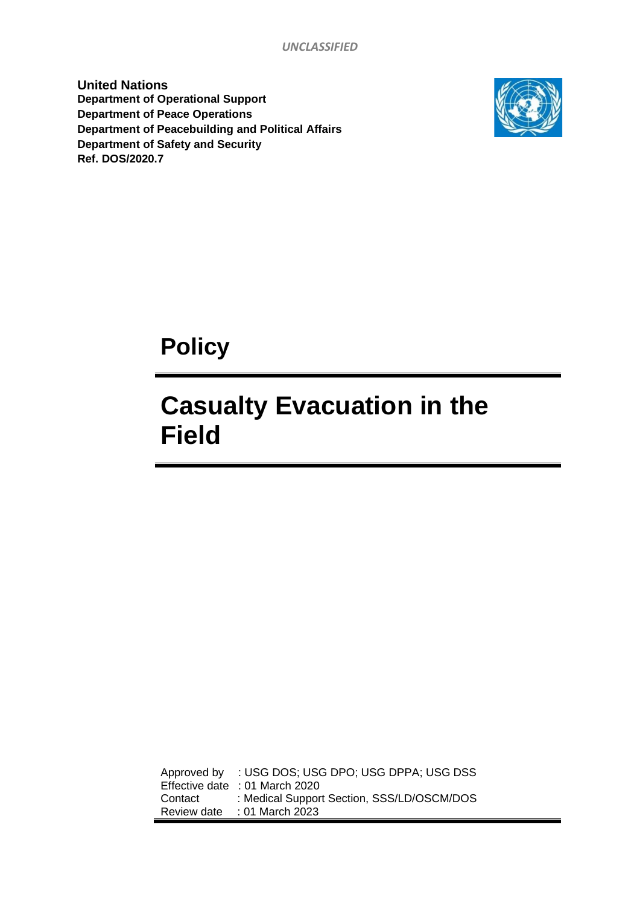*UNCLASSIFIED*

**United Nations**
**Department of Operational Support**
**Department of Peace Operations**
**Department of Peacebuilding and Political Affairs**
**Department of Safety and Security**
**Ref. DOS/2020.7**

# Policy

# Casualty Evacuation in the Field

| | |
|---|---|
| Approved by | : USG DOS; USG DPO; USG DPPA; USG DSS |
| Effective date | : 01 March 2020 |
| Contact | : Medical Support Section, SSS/LD/OSCM/DOS |
| Review date | : 01 March 2023 |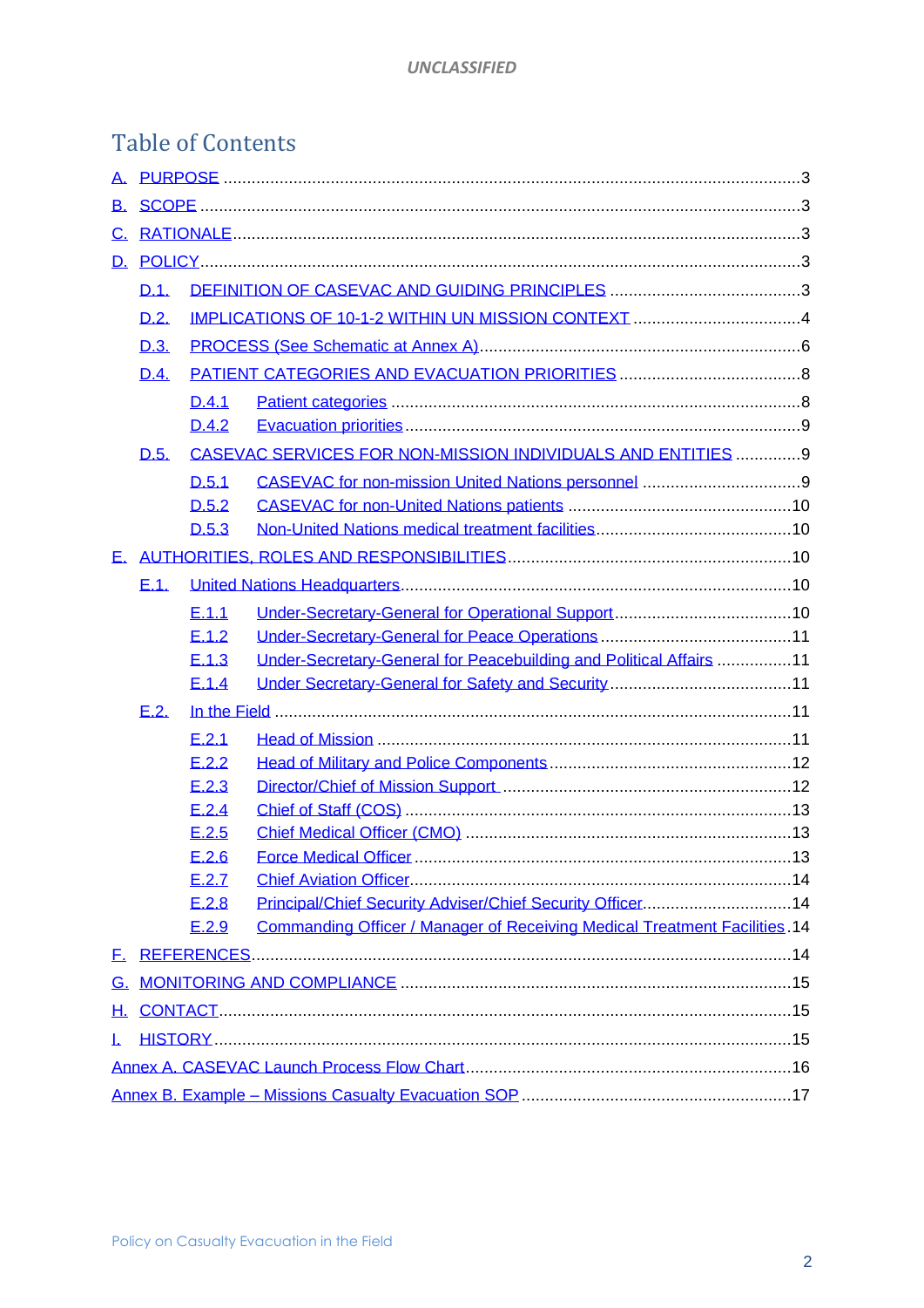# Table of Contents

A. PURPOSE ........................................................................................................ 3
B. SCOPE ........................................................................................................... 3
C. RATIONALE ................................................................................................... 3
D. POLICY ......................................................................................................... 3
- D.1. DEFINITION OF CASEVAC AND GUIDING PRINCIPLES ........................................ 3
- D.2. IMPLICATIONS OF 10-1-2 WITHIN UN MISSION CONTEXT ................................... 4
- D.3. PROCESS (See Schematic at Annex A) ............................................................ 6
- D.4. PATIENT CATEGORIES AND EVACUATION PRIORITIES ...................................... 8
  - D.4.1 Patient categories ....................................................................... 8
  - D.4.2 Evacuation priorities .................................................................. 9
- D.5. CASEVAC SERVICES FOR NON-MISSION INDIVIDUALS AND ENTITIES ............. 9
  - D.5.1 CASEVAC for non-mission United Nations personnel ................................ 9
  - D.5.2 CASEVAC for non-United Nations patients ........................................... 10
  - D.5.3 Non-United Nations medical treatment facilities .................................... 10

E. AUTHORITIES, ROLES AND RESPONSIBILITIES ......................................................... 10
- E.1. United Nations Headquarters ............................................................................ 10
  - E.1.1 Under-Secretary-General for Operational Support ..................................... 10
  - E.1.2 Under-Secretary-General for Peace Operations ......................................... 11
  - E.1.3 Under-Secretary-General for Peacebuilding and Political Affairs ................ 11
  - E.1.4 Under Secretary-General for Safety and Security ...................................... 11
- E.2. In the Field .................................................................................................... 11
  - E.2.1 Head of Mission ......................................................................................... 11
  - E.2.2 Head of Military and Police Components .................................................... 12
  - E.2.3 Director/Chief of Mission Support ............................................................ 12
  - E.2.4 Chief of Staff (COS) .................................................................................. 13
  - E.2.5 Chief Medical Officer (CMO) ...................................................................... 13
  - E.2.6 Force Medical Officer ................................................................................ 13
  - E.2.7 Chief Aviation Officer ................................................................................ 14
  - E.2.8 Principal/Chief Security Adviser/Chief Security Officer ............................. 14
  - E.2.9 Commanding Officer / Manager of Receiving Medical Treatment Facilities . 14

F. REFERENCES ........................................................................................................ 14
G. MONITORING AND COMPLIANCE ........................................................................ 15
H. CONTACT .............................................................................................................. 15
I. HISTORY ................................................................................................................ 15

Annex A. CASEVAC Launch Process Flow Chart ........................................................ 16
Annex B. Example – Missions Casualty Evacuation SOP ............................................ 17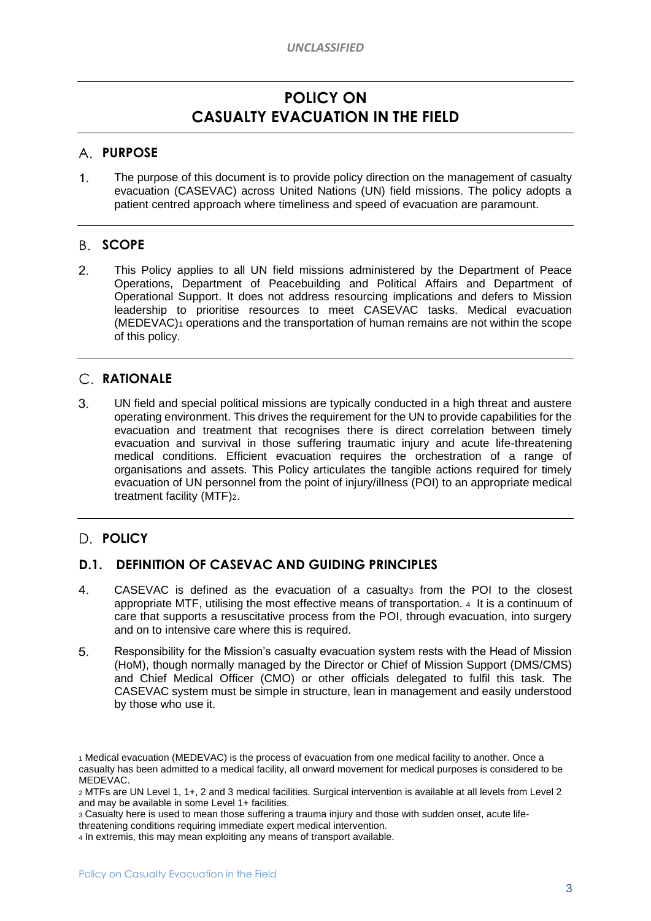# POLICY ON CASUALTY EVACUATION IN THE FIELD

## A. PURPOSE

1. The purpose of this document is to provide policy direction on the management of casualty evacuation (CASEVAC) across United Nations (UN) field missions. The policy adopts a patient centred approach where timeliness and speed of evacuation are paramount.

## B. SCOPE

2. This Policy applies to all UN field missions administered by the Department of Peace Operations, Department of Peacebuilding and Political Affairs and Department of Operational Support. It does not address resourcing implications and defers to Mission leadership to prioritise resources to meet CASEVAC tasks. Medical evacuation (MEDEVAC)[1] operations and the transportation of human remains are not within the scope of this policy.

## C. RATIONALE

3. UN field and special political missions are typically conducted in a high threat and austere operating environment. This drives the requirement for the UN to provide capabilities for the evacuation and treatment that recognises there is direct correlation between timely evacuation and survival in those suffering traumatic injury and acute life-threatening medical conditions. Efficient evacuation requires the orchestration of a range of organisations and assets. This Policy articulates the tangible actions required for timely evacuation of UN personnel from the point of injury/illness (POI) to an appropriate medical treatment facility (MTF)[2].

## D. POLICY

### D.1. DEFINITION OF CASEVAC AND GUIDING PRINCIPLES

4. CASEVAC is defined as the evacuation of a casualty[3] from the POI to the closest appropriate MTF, utilising the most effective means of transportation. [4] It is a continuum of care that supports a resuscitative process from the POI, through evacuation, into surgery and on to intensive care where this is required.

5. Responsibility for the Mission's casualty evacuation system rests with the Head of Mission (HoM), though normally managed by the Director or Chief of Mission Support (DMS/CMS) and Chief Medical Officer (CMO) or other officials delegated to fulfil this task. The CASEVAC system must be simple in structure, lean in management and easily understood by those who use it.

---

[1] Medical evacuation (MEDEVAC) is the process of evacuation from one medical facility to another. Once a casualty has been admitted to a medical facility, all onward movement for medical purposes is considered to be MEDEVAC.

[2] MTFs are UN Level 1, 1+, 2 and 3 medical facilities. Surgical intervention is available at all levels from Level 2 and may be available in some Level 1+ facilities.

[3] Casualty here is used to mean those suffering a trauma injury and those with sudden onset, acute life-threatening conditions requiring immediate expert medical intervention.

[4] In extremis, this may mean exploiting any means of transport available.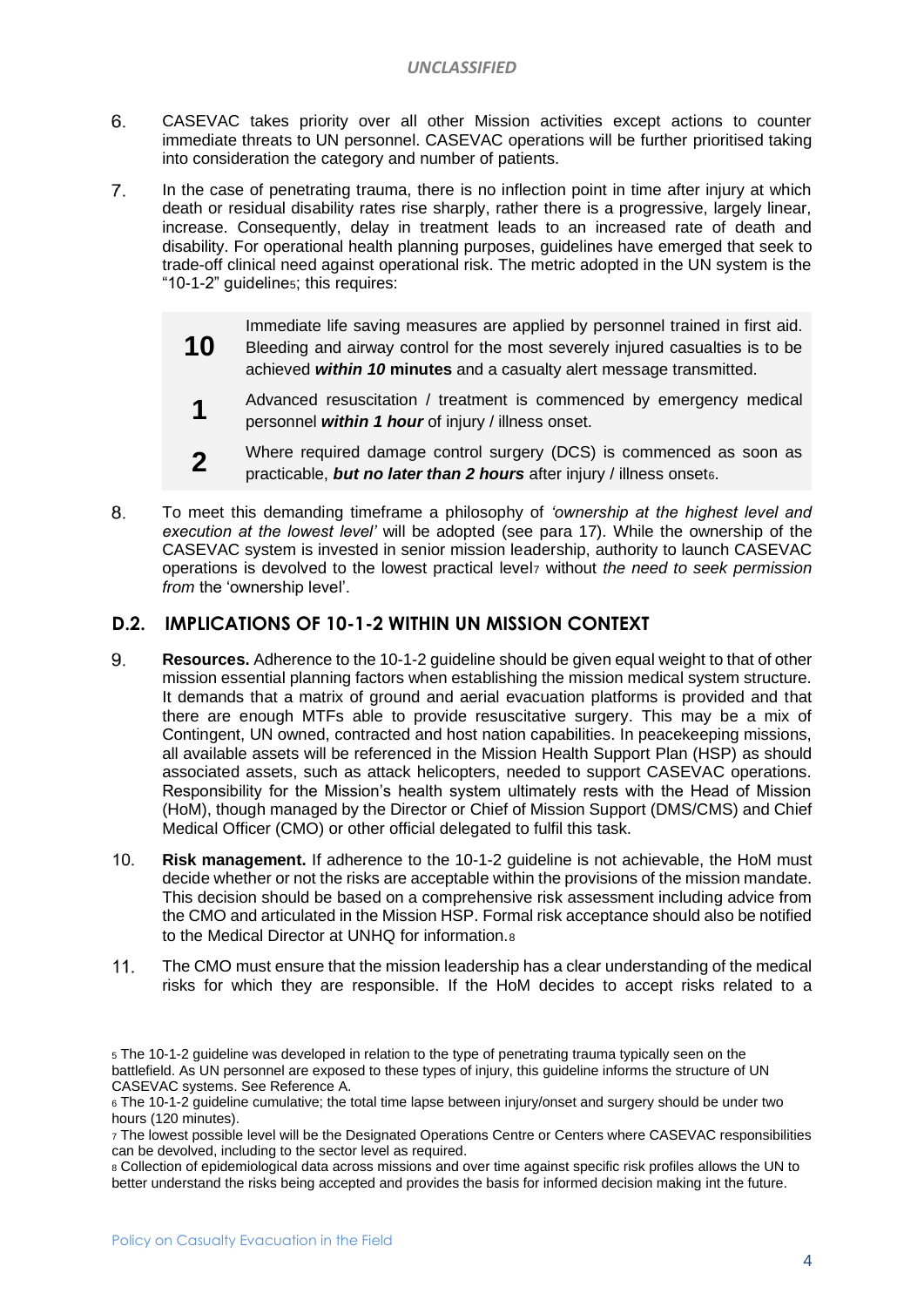6. CASEVAC takes priority over all other Mission activities except actions to counter immediate threats to UN personnel. CASEVAC operations will be further prioritised taking into consideration the category and number of patients.

7. In the case of penetrating trauma, there is no inflection point in time after injury at which death or residual disability rates rise sharply, rather there is a progressive, largely linear, increase. Consequently, delay in treatment leads to an increased rate of death and disability. For operational health planning purposes, guidelines have emerged that seek to trade-off clinical need against operational risk. The metric adopted in the UN system is the "10-1-2" guideline[5]; this requires:

| | |
|---|---|
| **10** | Immediate life saving measures are applied by personnel trained in first aid. Bleeding and airway control for the most severely injured casualties is to be achieved ***within 10*** **minutes** and a casualty alert message transmitted. |
| **1** | Advanced resuscitation / treatment is commenced by emergency medical personnel ***within 1 hour*** of injury / illness onset. |
| **2** | Where required damage control surgery (DCS) is commenced as soon as practicable, ***but no later than 2 hours*** after injury / illness onset[6]. |

8. To meet this demanding timeframe a philosophy of *'ownership at the highest level and execution at the lowest level'* will be adopted (see para 17). While the ownership of the CASEVAC system is invested in senior mission leadership, authority to launch CASEVAC operations is devolved to the lowest practical level[7] without *the need to seek permission from* the 'ownership level'.

## D.2. IMPLICATIONS OF 10-1-2 WITHIN UN MISSION CONTEXT

9. **Resources.** Adherence to the 10-1-2 guideline should be given equal weight to that of other mission essential planning factors when establishing the mission medical system structure. It demands that a matrix of ground and aerial evacuation platforms is provided and that there are enough MTFs able to provide resuscitative surgery. This may be a mix of Contingent, UN owned, contracted and host nation capabilities. In peacekeeping missions, all available assets will be referenced in the Mission Health Support Plan (HSP) as should associated assets, such as attack helicopters, needed to support CASEVAC operations. Responsibility for the Mission's health system ultimately rests with the Head of Mission (HoM), though managed by the Director or Chief of Mission Support (DMS/CMS) and Chief Medical Officer (CMO) or other official delegated to fulfil this task.

10. **Risk management.** If adherence to the 10-1-2 guideline is not achievable, the HoM must decide whether or not the risks are acceptable within the provisions of the mission mandate. This decision should be based on a comprehensive risk assessment including advice from the CMO and articulated in the Mission HSP. Formal risk acceptance should also be notified to the Medical Director at UNHQ for information.[8]

11. The CMO must ensure that the mission leadership has a clear understanding of the medical risks for which they are responsible. If the HoM decides to accept risks related to a

---

[5] The 10-1-2 guideline was developed in relation to the type of penetrating trauma typically seen on the battlefield. As UN personnel are exposed to these types of injury, this guideline informs the structure of UN CASEVAC systems. See Reference A.

[6] The 10-1-2 guideline cumulative; the total time lapse between injury/onset and surgery should be under two hours (120 minutes).

[7] The lowest possible level will be the Designated Operations Centre or Centers where CASEVAC responsibilities can be devolved, including to the sector level as required.

[8] Collection of epidemiological data across missions and over time against specific risk profiles allows the UN to better understand the risks being accepted and provides the basis for informed decision making int the future.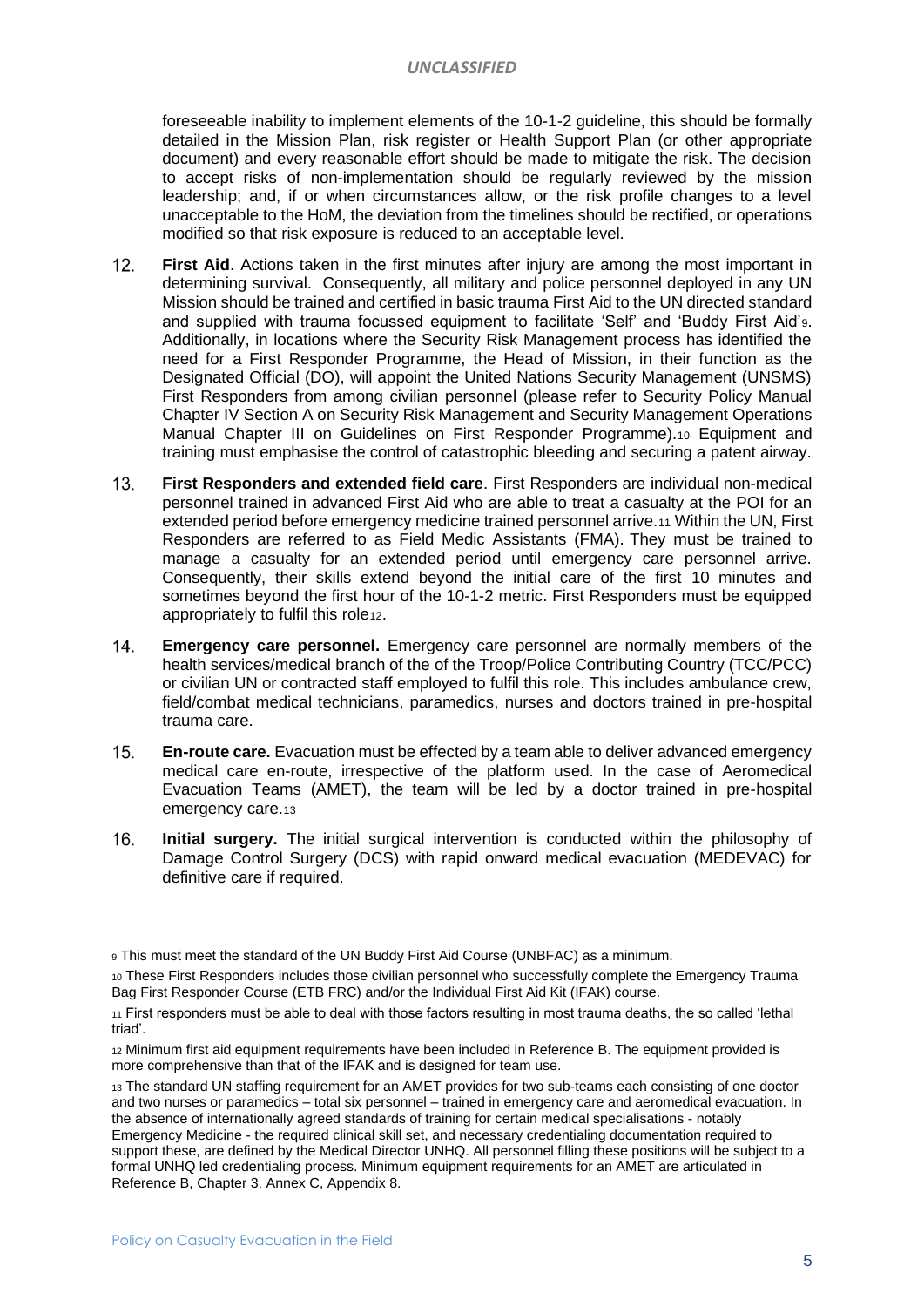foreseeable inability to implement elements of the 10-1-2 guideline, this should be formally detailed in the Mission Plan, risk register or Health Support Plan (or other appropriate document) and every reasonable effort should be made to mitigate the risk. The decision to accept risks of non-implementation should be regularly reviewed by the mission leadership; and, if or when circumstances allow, or the risk profile changes to a level unacceptable to the HoM, the deviation from the timelines should be rectified, or operations modified so that risk exposure is reduced to an acceptable level.

12. **First Aid**. Actions taken in the first minutes after injury are among the most important in determining survival. Consequently, all military and police personnel deployed in any UN Mission should be trained and certified in basic trauma First Aid to the UN directed standard and supplied with trauma focussed equipment to facilitate 'Self' and 'Buddy First Aid'[9]. Additionally, in locations where the Security Risk Management process has identified the need for a First Responder Programme, the Head of Mission, in their function as the Designated Official (DO), will appoint the United Nations Security Management (UNSMS) First Responders from among civilian personnel (please refer to Security Policy Manual Chapter IV Section A on Security Risk Management and Security Management Operations Manual Chapter III on Guidelines on First Responder Programme).[10] Equipment and training must emphasise the control of catastrophic bleeding and securing a patent airway.

13. **First Responders and extended field care**. First Responders are individual non-medical personnel trained in advanced First Aid who are able to treat a casualty at the POI for an extended period before emergency medicine trained personnel arrive.[11] Within the UN, First Responders are referred to as Field Medic Assistants (FMA). They must be trained to manage a casualty for an extended period until emergency care personnel arrive. Consequently, their skills extend beyond the initial care of the first 10 minutes and sometimes beyond the first hour of the 10-1-2 metric. First Responders must be equipped appropriately to fulfil this role[12].

14. **Emergency care personnel.** Emergency care personnel are normally members of the health services/medical branch of the of the Troop/Police Contributing Country (TCC/PCC) or civilian UN or contracted staff employed to fulfil this role. This includes ambulance crew, field/combat medical technicians, paramedics, nurses and doctors trained in pre-hospital trauma care.

15. **En-route care.** Evacuation must be effected by a team able to deliver advanced emergency medical care en-route, irrespective of the platform used. In the case of Aeromedical Evacuation Teams (AMET), the team will be led by a doctor trained in pre-hospital emergency care.[13]

16. **Initial surgery.** The initial surgical intervention is conducted within the philosophy of Damage Control Surgery (DCS) with rapid onward medical evacuation (MEDEVAC) for definitive care if required.

---

[9] This must meet the standard of the UN Buddy First Aid Course (UNBFAC) as a minimum.

[10] These First Responders includes those civilian personnel who successfully complete the Emergency Trauma Bag First Responder Course (ETB FRC) and/or the Individual First Aid Kit (IFAK) course.

[11] First responders must be able to deal with those factors resulting in most trauma deaths, the so called 'lethal triad'.

[12] Minimum first aid equipment requirements have been included in Reference B. The equipment provided is more comprehensive than that of the IFAK and is designed for team use.

[13] The standard UN staffing requirement for an AMET provides for two sub-teams each consisting of one doctor and two nurses or paramedics – total six personnel – trained in emergency care and aeromedical evacuation. In the absence of internationally agreed standards of training for certain medical specialisations - notably Emergency Medicine - the required clinical skill set, and necessary credentialing documentation required to support these, are defined by the Medical Director UNHQ. All personnel filling these positions will be subject to a formal UNHQ led credentialing process. Minimum equipment requirements for an AMET are articulated in Reference B, Chapter 3, Annex C, Appendix 8.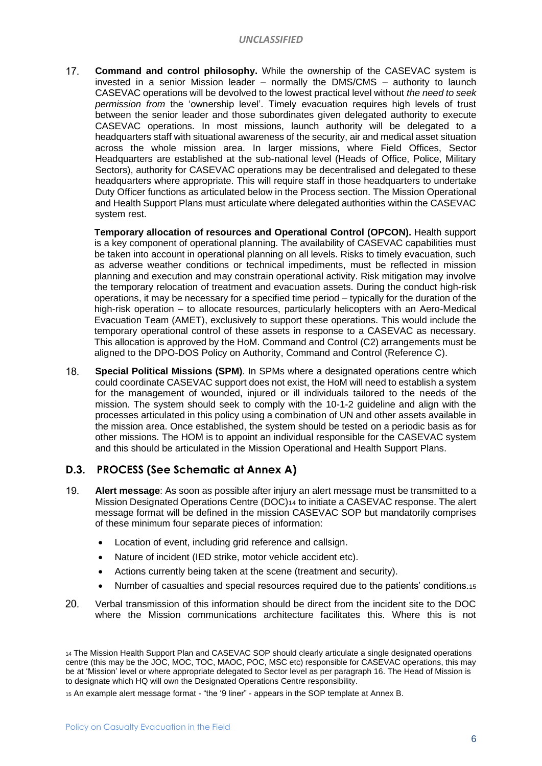17. **Command and control philosophy.** While the ownership of the CASEVAC system is invested in a senior Mission leader – normally the DMS/CMS – authority to launch CASEVAC operations will be devolved to the lowest practical level without *the need to seek permission from* the 'ownership level'. Timely evacuation requires high levels of trust between the senior leader and those subordinates given delegated authority to execute CASEVAC operations. In most missions, launch authority will be delegated to a headquarters staff with situational awareness of the security, air and medical asset situation across the whole mission area. In larger missions, where Field Offices, Sector Headquarters are established at the sub-national level (Heads of Office, Police, Military Sectors), authority for CASEVAC operations may be decentralised and delegated to these headquarters where appropriate. This will require staff in those headquarters to undertake Duty Officer functions as articulated below in the Process section. The Mission Operational and Health Support Plans must articulate where delegated authorities within the CASEVAC system rest.

    **Temporary allocation of resources and Operational Control (OPCON).** Health support is a key component of operational planning. The availability of CASEVAC capabilities must be taken into account in operational planning on all levels. Risks to timely evacuation, such as adverse weather conditions or technical impediments, must be reflected in mission planning and execution and may constrain operational activity. Risk mitigation may involve the temporary relocation of treatment and evacuation assets. During the conduct high-risk operations, it may be necessary for a specified time period – typically for the duration of the high-risk operation – to allocate resources, particularly helicopters with an Aero-Medical Evacuation Team (AMET), exclusively to support these operations. This would include the temporary operational control of these assets in response to a CASEVAC as necessary. This allocation is approved by the HoM. Command and Control (C2) arrangements must be aligned to the DPO-DOS Policy on Authority, Command and Control (Reference C).

18. **Special Political Missions (SPM)**. In SPMs where a designated operations centre which could coordinate CASEVAC support does not exist, the HoM will need to establish a system for the management of wounded, injured or ill individuals tailored to the needs of the mission. The system should seek to comply with the 10-1-2 guideline and align with the processes articulated in this policy using a combination of UN and other assets available in the mission area. Once established, the system should be tested on a periodic basis as for other missions. The HOM is to appoint an individual responsible for the CASEVAC system and this should be articulated in the Mission Operational and Health Support Plans.

## D.3. PROCESS (See Schematic at Annex A)

19. **Alert message**: As soon as possible after injury an alert message must be transmitted to a Mission Designated Operations Centre (DOC)[14] to initiate a CASEVAC response. The alert message format will be defined in the mission CASEVAC SOP but mandatorily comprises of these minimum four separate pieces of information:

    - Location of event, including grid reference and callsign.
    - Nature of incident (IED strike, motor vehicle accident etc).
    - Actions currently being taken at the scene (treatment and security).
    - Number of casualties and special resources required due to the patients' conditions.[15]

20. Verbal transmission of this information should be direct from the incident site to the DOC where the Mission communications architecture facilitates this. Where this is not

[14] The Mission Health Support Plan and CASEVAC SOP should clearly articulate a single designated operations centre (this may be the JOC, MOC, TOC, MAOC, POC, MSC etc) responsible for CASEVAC operations, this may be at 'Mission' level or where appropriate delegated to Sector level as per paragraph 16. The Head of Mission is to designate which HQ will own the Designated Operations Centre responsibility.

[15] An example alert message format - "the '9 liner" - appears in the SOP template at Annex B.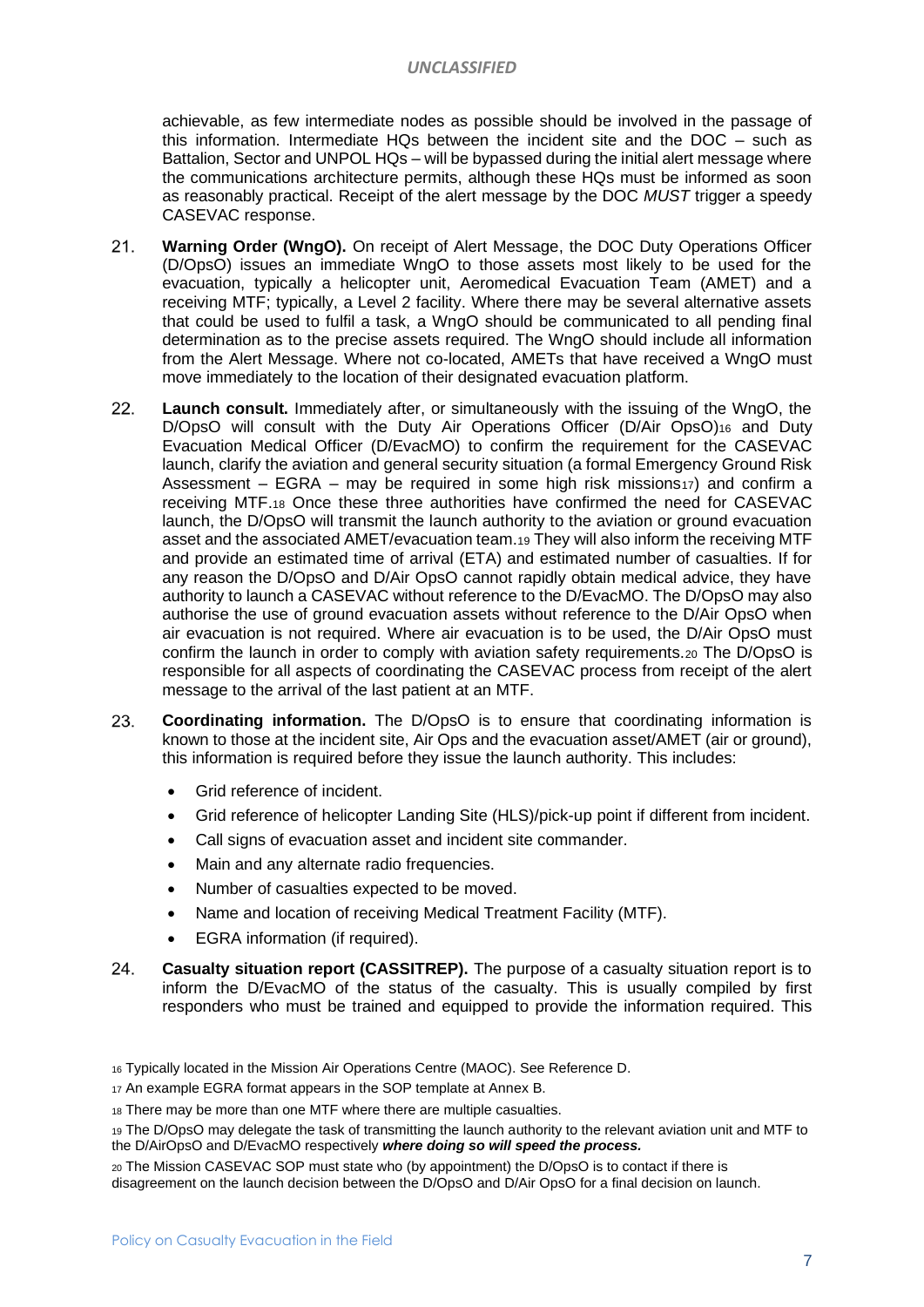achievable, as few intermediate nodes as possible should be involved in the passage of this information. Intermediate HQs between the incident site and the DOC – such as Battalion, Sector and UNPOL HQs – will be bypassed during the initial alert message where the communications architecture permits, although these HQs must be informed as soon as reasonably practical. Receipt of the alert message by the DOC *MUST* trigger a speedy CASEVAC response.

21. **Warning Order (WngO).** On receipt of Alert Message, the DOC Duty Operations Officer (D/OpsO) issues an immediate WngO to those assets most likely to be used for the evacuation, typically a helicopter unit, Aeromedical Evacuation Team (AMET) and a receiving MTF; typically, a Level 2 facility. Where there may be several alternative assets that could be used to fulfil a task, a WngO should be communicated to all pending final determination as to the precise assets required. The WngO should include all information from the Alert Message. Where not co-located, AMETs that have received a WngO must move immediately to the location of their designated evacuation platform.

22. **Launch consult.** Immediately after, or simultaneously with the issuing of the WngO, the D/OpsO will consult with the Duty Air Operations Officer (D/Air OpsO)[16] and Duty Evacuation Medical Officer (D/EvacMO) to confirm the requirement for the CASEVAC launch, clarify the aviation and general security situation (a formal Emergency Ground Risk Assessment – EGRA – may be required in some high risk missions[17]) and confirm a receiving MTF.[18] Once these three authorities have confirmed the need for CASEVAC launch, the D/OpsO will transmit the launch authority to the aviation or ground evacuation asset and the associated AMET/evacuation team.[19] They will also inform the receiving MTF and provide an estimated time of arrival (ETA) and estimated number of casualties. If for any reason the D/OpsO and D/Air OpsO cannot rapidly obtain medical advice, they have authority to launch a CASEVAC without reference to the D/EvacMO. The D/OpsO may also authorise the use of ground evacuation assets without reference to the D/Air OpsO when air evacuation is not required. Where air evacuation is to be used, the D/Air OpsO must confirm the launch in order to comply with aviation safety requirements.[20] The D/OpsO is responsible for all aspects of coordinating the CASEVAC process from receipt of the alert message to the arrival of the last patient at an MTF.

23. **Coordinating information.** The D/OpsO is to ensure that coordinating information is known to those at the incident site, Air Ops and the evacuation asset/AMET (air or ground), this information is required before they issue the launch authority. This includes:

- Grid reference of incident.
- Grid reference of helicopter Landing Site (HLS)/pick-up point if different from incident.
- Call signs of evacuation asset and incident site commander.
- Main and any alternate radio frequencies.
- Number of casualties expected to be moved.
- Name and location of receiving Medical Treatment Facility (MTF).
- EGRA information (if required).

24. **Casualty situation report (CASSITREP).** The purpose of a casualty situation report is to inform the D/EvacMO of the status of the casualty. This is usually compiled by first responders who must be trained and equipped to provide the information required. This

---

[16] Typically located in the Mission Air Operations Centre (MAOC). See Reference D.

[17] An example EGRA format appears in the SOP template at Annex B.

[18] There may be more than one MTF where there are multiple casualties.

[19] The D/OpsO may delegate the task of transmitting the launch authority to the relevant aviation unit and MTF to the D/AirOpsO and D/EvacMO respectively ***where doing so will speed the process.***

[20] The Mission CASEVAC SOP must state who (by appointment) the D/OpsO is to contact if there is disagreement on the launch decision between the D/OpsO and D/Air OpsO for a final decision on launch.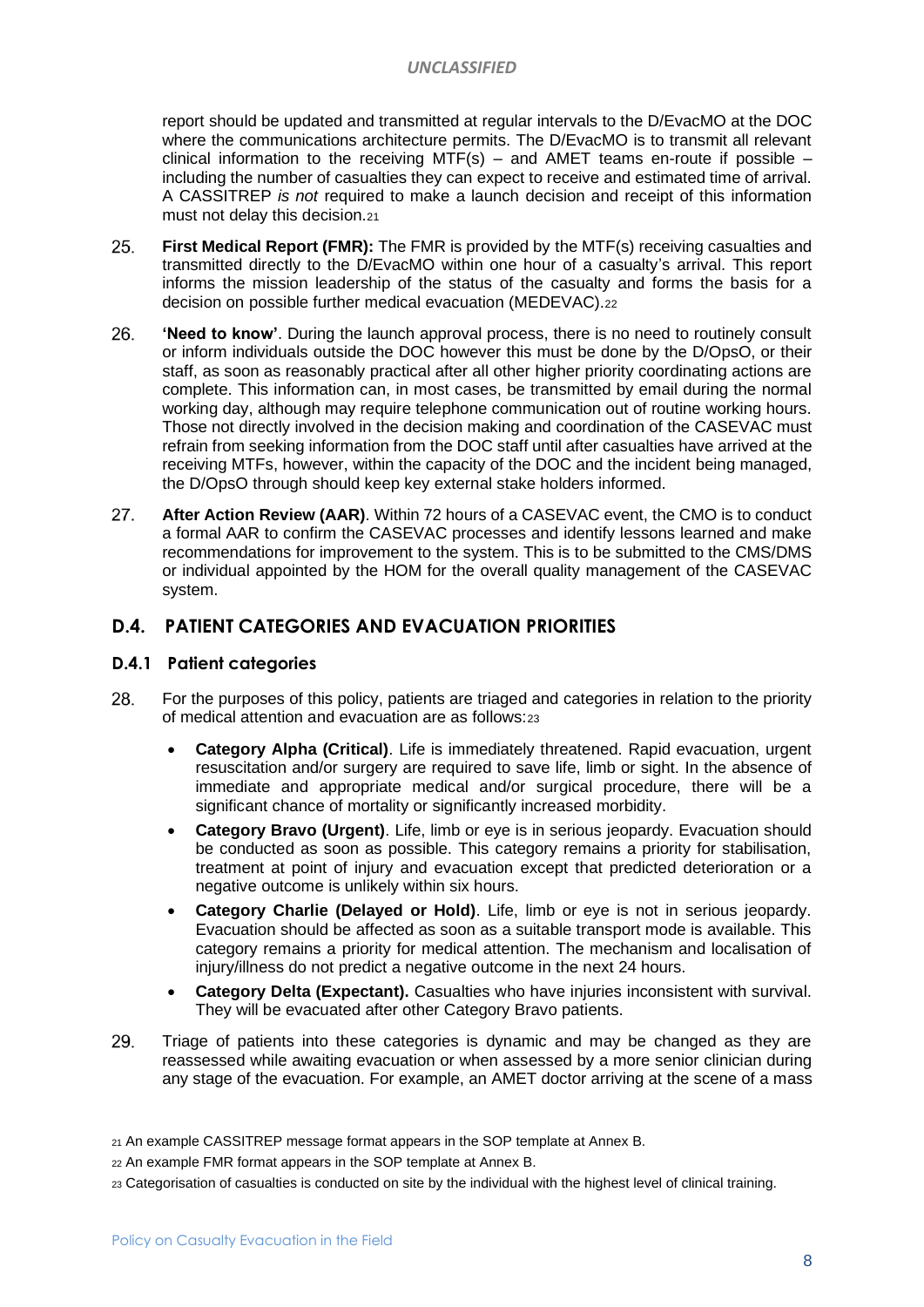report should be updated and transmitted at regular intervals to the D/EvacMO at the DOC where the communications architecture permits. The D/EvacMO is to transmit all relevant clinical information to the receiving MTF(s) – and AMET teams en-route if possible – including the number of casualties they can expect to receive and estimated time of arrival. A CASSITREP *is not* required to make a launch decision and receipt of this information must not delay this decision.[21]

25. **First Medical Report (FMR):** The FMR is provided by the MTF(s) receiving casualties and transmitted directly to the D/EvacMO within one hour of a casualty's arrival. This report informs the mission leadership of the status of the casualty and forms the basis for a decision on possible further medical evacuation (MEDEVAC).[22]

26. **'Need to know'**. During the launch approval process, there is no need to routinely consult or inform individuals outside the DOC however this must be done by the D/OpsO, or their staff, as soon as reasonably practical after all other higher priority coordinating actions are complete. This information can, in most cases, be transmitted by email during the normal working day, although may require telephone communication out of routine working hours. Those not directly involved in the decision making and coordination of the CASEVAC must refrain from seeking information from the DOC staff until after casualties have arrived at the receiving MTFs, however, within the capacity of the DOC and the incident being managed, the D/OpsO through should keep key external stake holders informed.

27. **After Action Review (AAR)**. Within 72 hours of a CASEVAC event, the CMO is to conduct a formal AAR to confirm the CASEVAC processes and identify lessons learned and make recommendations for improvement to the system. This is to be submitted to the CMS/DMS or individual appointed by the HOM for the overall quality management of the CASEVAC system.

## D.4. PATIENT CATEGORIES AND EVACUATION PRIORITIES

### D.4.1 Patient categories

28. For the purposes of this policy, patients are triaged and categories in relation to the priority of medical attention and evacuation are as follows:[23]

- **Category Alpha (Critical)**. Life is immediately threatened. Rapid evacuation, urgent resuscitation and/or surgery are required to save life, limb or sight. In the absence of immediate and appropriate medical and/or surgical procedure, there will be a significant chance of mortality or significantly increased morbidity.
- **Category Bravo (Urgent)**. Life, limb or eye is in serious jeopardy. Evacuation should be conducted as soon as possible. This category remains a priority for stabilisation, treatment at point of injury and evacuation except that predicted deterioration or a negative outcome is unlikely within six hours.
- **Category Charlie (Delayed or Hold)**. Life, limb or eye is not in serious jeopardy. Evacuation should be affected as soon as a suitable transport mode is available. This category remains a priority for medical attention. The mechanism and localisation of injury/illness do not predict a negative outcome in the next 24 hours.
- **Category Delta (Expectant).** Casualties who have injuries inconsistent with survival. They will be evacuated after other Category Bravo patients.

29. Triage of patients into these categories is dynamic and may be changed as they are reassessed while awaiting evacuation or when assessed by a more senior clinician during any stage of the evacuation. For example, an AMET doctor arriving at the scene of a mass

[21] An example CASSITREP message format appears in the SOP template at Annex B.

[22] An example FMR format appears in the SOP template at Annex B.

[23] Categorisation of casualties is conducted on site by the individual with the highest level of clinical training.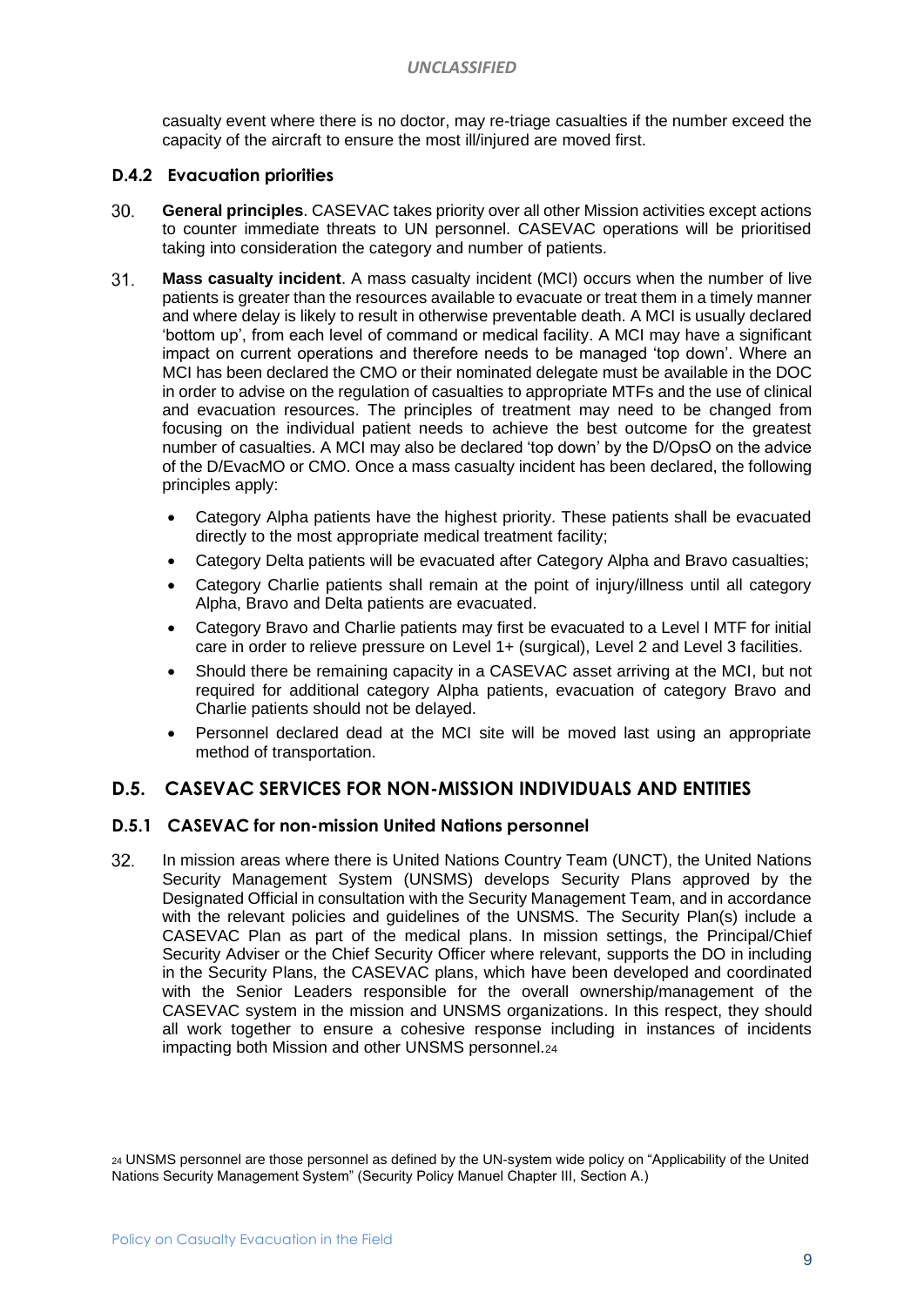casualty event where there is no doctor, may re-triage casualties if the number exceed the capacity of the aircraft to ensure the most ill/injured are moved first.

### D.4.2 Evacuation priorities

30. **General principles**. CASEVAC takes priority over all other Mission activities except actions to counter immediate threats to UN personnel. CASEVAC operations will be prioritised taking into consideration the category and number of patients.

31. **Mass casualty incident**. A mass casualty incident (MCI) occurs when the number of live patients is greater than the resources available to evacuate or treat them in a timely manner and where delay is likely to result in otherwise preventable death. A MCI is usually declared 'bottom up', from each level of command or medical facility. A MCI may have a significant impact on current operations and therefore needs to be managed 'top down'. Where an MCI has been declared the CMO or their nominated delegate must be available in the DOC in order to advise on the regulation of casualties to appropriate MTFs and the use of clinical and evacuation resources. The principles of treatment may need to be changed from focusing on the individual patient needs to achieve the best outcome for the greatest number of casualties. A MCI may also be declared 'top down' by the D/OpsO on the advice of the D/EvacMO or CMO. Once a mass casualty incident has been declared, the following principles apply:

   - Category Alpha patients have the highest priority. These patients shall be evacuated directly to the most appropriate medical treatment facility;
   - Category Delta patients will be evacuated after Category Alpha and Bravo casualties;
   - Category Charlie patients shall remain at the point of injury/illness until all category Alpha, Bravo and Delta patients are evacuated.
   - Category Bravo and Charlie patients may first be evacuated to a Level I MTF for initial care in order to relieve pressure on Level 1+ (surgical), Level 2 and Level 3 facilities.
   - Should there be remaining capacity in a CASEVAC asset arriving at the MCI, but not required for additional category Alpha patients, evacuation of category Bravo and Charlie patients should not be delayed.
   - Personnel declared dead at the MCI site will be moved last using an appropriate method of transportation.

## D.5. CASEVAC SERVICES FOR NON-MISSION INDIVIDUALS AND ENTITIES

### D.5.1 CASEVAC for non-mission United Nations personnel

32. In mission areas where there is United Nations Country Team (UNCT), the United Nations Security Management System (UNSMS) develops Security Plans approved by the Designated Official in consultation with the Security Management Team, and in accordance with the relevant policies and guidelines of the UNSMS. The Security Plan(s) include a CASEVAC Plan as part of the medical plans. In mission settings, the Principal/Chief Security Adviser or the Chief Security Officer where relevant, supports the DO in including in the Security Plans, the CASEVAC plans, which have been developed and coordinated with the Senior Leaders responsible for the overall ownership/management of the CASEVAC system in the mission and UNSMS organizations. In this respect, they should all work together to ensure a cohesive response including in instances of incidents impacting both Mission and other UNSMS personnel.[24]

[24] UNSMS personnel are those personnel as defined by the UN-system wide policy on "Applicability of the United Nations Security Management System" (Security Policy Manuel Chapter III, Section A.)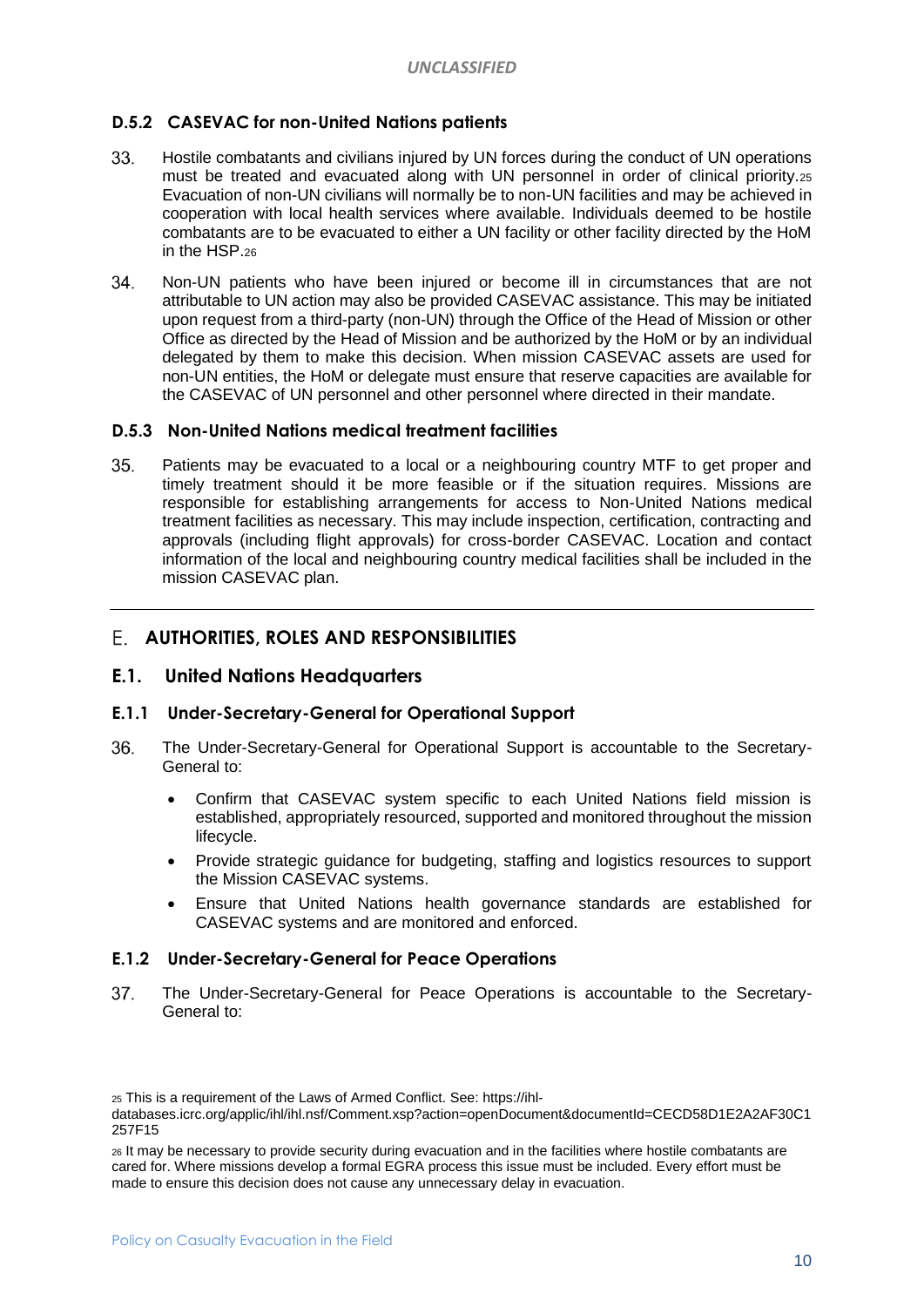### D.5.2 CASEVAC for non-United Nations patients

33. Hostile combatants and civilians injured by UN forces during the conduct of UN operations must be treated and evacuated along with UN personnel in order of clinical priority.[25] Evacuation of non-UN civilians will normally be to non-UN facilities and may be achieved in cooperation with local health services where available. Individuals deemed to be hostile combatants are to be evacuated to either a UN facility or other facility directed by the HoM in the HSP.[26]

34. Non-UN patients who have been injured or become ill in circumstances that are not attributable to UN action may also be provided CASEVAC assistance. This may be initiated upon request from a third-party (non-UN) through the Office of the Head of Mission or other Office as directed by the Head of Mission and be authorized by the HoM or by an individual delegated by them to make this decision. When mission CASEVAC assets are used for non-UN entities, the HoM or delegate must ensure that reserve capacities are available for the CASEVAC of UN personnel and other personnel where directed in their mandate.

### D.5.3 Non-United Nations medical treatment facilities

35. Patients may be evacuated to a local or a neighbouring country MTF to get proper and timely treatment should it be more feasible or if the situation requires. Missions are responsible for establishing arrangements for access to Non-United Nations medical treatment facilities as necessary. This may include inspection, certification, contracting and approvals (including flight approvals) for cross-border CASEVAC. Location and contact information of the local and neighbouring country medical facilities shall be included in the mission CASEVAC plan.

---

## E. AUTHORITIES, ROLES AND RESPONSIBILITIES

## E.1. United Nations Headquarters

### E.1.1 Under-Secretary-General for Operational Support

36. The Under-Secretary-General for Operational Support is accountable to the Secretary-General to:

- Confirm that CASEVAC system specific to each United Nations field mission is established, appropriately resourced, supported and monitored throughout the mission lifecycle.
- Provide strategic guidance for budgeting, staffing and logistics resources to support the Mission CASEVAC systems.
- Ensure that United Nations health governance standards are established for CASEVAC systems and are monitored and enforced.

### E.1.2 Under-Secretary-General for Peace Operations

37. The Under-Secretary-General for Peace Operations is accountable to the Secretary-General to:

---

[25] This is a requirement of the Laws of Armed Conflict. See: https://ihl-databases.icrc.org/applic/ihl/ihl.nsf/Comment.xsp?action=openDocument&documentId=CECD58D1E2A2AF30C1257F15

[26] It may be necessary to provide security during evacuation and in the facilities where hostile combatants are cared for. Where missions develop a formal EGRA process this issue must be included. Every effort must be made to ensure this decision does not cause any unnecessary delay in evacuation.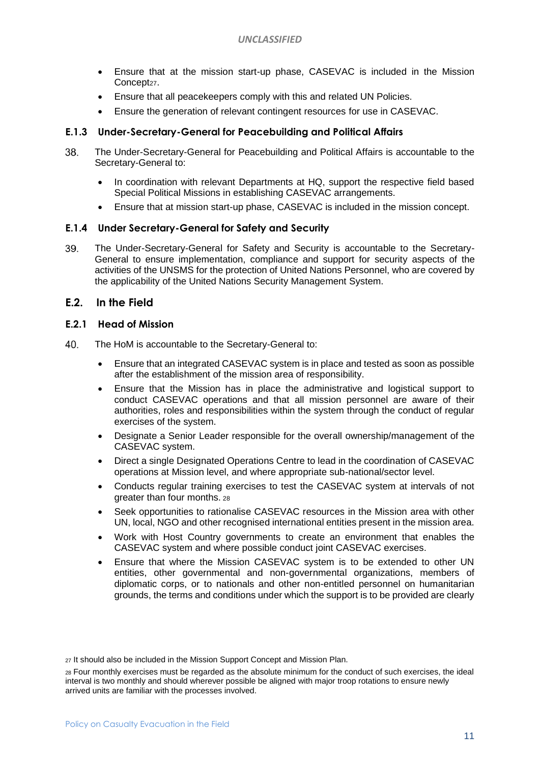- Ensure that at the mission start-up phase, CASEVAC is included in the Mission Concept[27].
- Ensure that all peacekeepers comply with this and related UN Policies.
- Ensure the generation of relevant contingent resources for use in CASEVAC.

### E.1.3 Under-Secretary-General for Peacebuilding and Political Affairs

38. The Under-Secretary-General for Peacebuilding and Political Affairs is accountable to the Secretary-General to:

    - In coordination with relevant Departments at HQ, support the respective field based Special Political Missions in establishing CASEVAC arrangements.
    - Ensure that at mission start-up phase, CASEVAC is included in the mission concept.

### E.1.4 Under Secretary-General for Safety and Security

39. The Under-Secretary-General for Safety and Security is accountable to the Secretary-General to ensure implementation, compliance and support for security aspects of the activities of the UNSMS for the protection of United Nations Personnel, who are covered by the applicability of the United Nations Security Management System.

## E.2. In the Field

### E.2.1 Head of Mission

40. The HoM is accountable to the Secretary-General to:

    - Ensure that an integrated CASEVAC system is in place and tested as soon as possible after the establishment of the mission area of responsibility.
    - Ensure that the Mission has in place the administrative and logistical support to conduct CASEVAC operations and that all mission personnel are aware of their authorities, roles and responsibilities within the system through the conduct of regular exercises of the system.
    - Designate a Senior Leader responsible for the overall ownership/management of the CASEVAC system.
    - Direct a single Designated Operations Centre to lead in the coordination of CASEVAC operations at Mission level, and where appropriate sub-national/sector level.
    - Conducts regular training exercises to test the CASEVAC system at intervals of not greater than four months. [28]
    - Seek opportunities to rationalise CASEVAC resources in the Mission area with other UN, local, NGO and other recognised international entities present in the mission area.
    - Work with Host Country governments to create an environment that enables the CASEVAC system and where possible conduct joint CASEVAC exercises.
    - Ensure that where the Mission CASEVAC system is to be extended to other UN entities, other governmental and non-governmental organizations, members of diplomatic corps, or to nationals and other non-entitled personnel on humanitarian grounds, the terms and conditions under which the support is to be provided are clearly

[27] It should also be included in the Mission Support Concept and Mission Plan.

[28] Four monthly exercises must be regarded as the absolute minimum for the conduct of such exercises, the ideal interval is two monthly and should wherever possible be aligned with major troop rotations to ensure newly arrived units are familiar with the processes involved.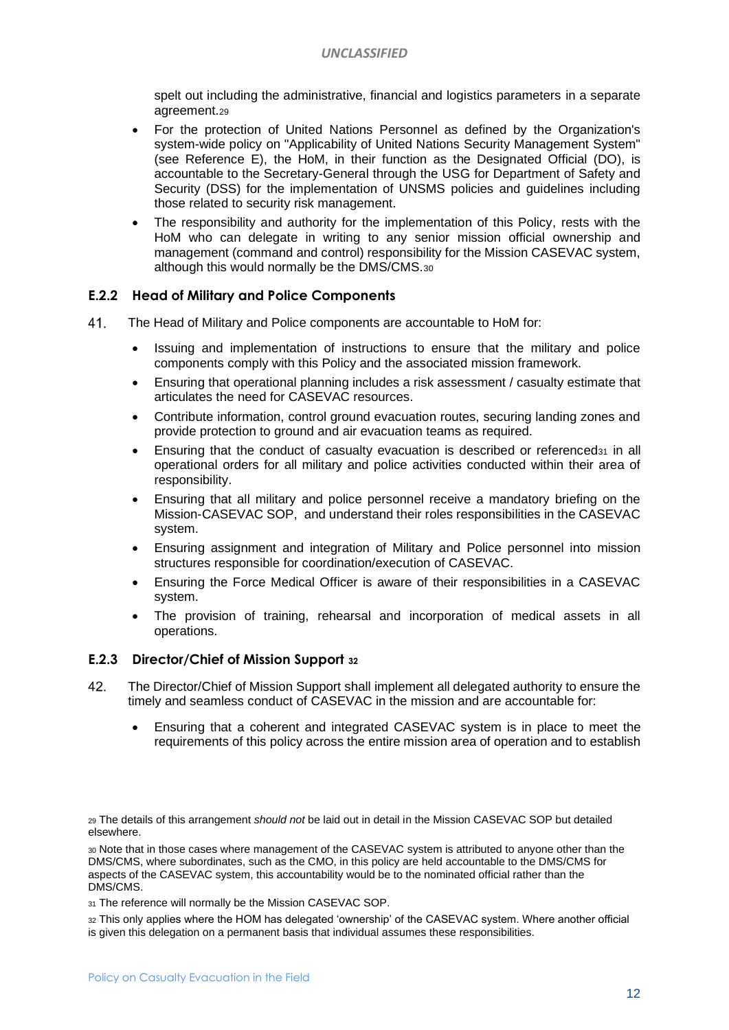spelt out including the administrative, financial and logistics parameters in a separate agreement.[29]

- For the protection of United Nations Personnel as defined by the Organization's system-wide policy on "Applicability of United Nations Security Management System" (see Reference E), the HoM, in their function as the Designated Official (DO), is accountable to the Secretary-General through the USG for Department of Safety and Security (DSS) for the implementation of UNSMS policies and guidelines including those related to security risk management.
- The responsibility and authority for the implementation of this Policy, rests with the HoM who can delegate in writing to any senior mission official ownership and management (command and control) responsibility for the Mission CASEVAC system, although this would normally be the DMS/CMS.[30]

### E.2.2 Head of Military and Police Components

41. The Head of Military and Police components are accountable to HoM for:

- Issuing and implementation of instructions to ensure that the military and police components comply with this Policy and the associated mission framework.
- Ensuring that operational planning includes a risk assessment / casualty estimate that articulates the need for CASEVAC resources.
- Contribute information, control ground evacuation routes, securing landing zones and provide protection to ground and air evacuation teams as required.
- Ensuring that the conduct of casualty evacuation is described or referenced[31] in all operational orders for all military and police activities conducted within their area of responsibility.
- Ensuring that all military and police personnel receive a mandatory briefing on the Mission-CASEVAC SOP, and understand their roles responsibilities in the CASEVAC system.
- Ensuring assignment and integration of Military and Police personnel into mission structures responsible for coordination/execution of CASEVAC.
- Ensuring the Force Medical Officer is aware of their responsibilities in a CASEVAC system.
- The provision of training, rehearsal and incorporation of medical assets in all operations.

### E.2.3 Director/Chief of Mission Support [32]

42. The Director/Chief of Mission Support shall implement all delegated authority to ensure the timely and seamless conduct of CASEVAC in the mission and are accountable for:

- Ensuring that a coherent and integrated CASEVAC system is in place to meet the requirements of this policy across the entire mission area of operation and to establish

---

[29] The details of this arrangement *should not* be laid out in detail in the Mission CASEVAC SOP but detailed elsewhere.

[30] Note that in those cases where management of the CASEVAC system is attributed to anyone other than the DMS/CMS, where subordinates, such as the CMO, in this policy are held accountable to the DMS/CMS for aspects of the CASEVAC system, this accountability would be to the nominated official rather than the DMS/CMS.

[31] The reference will normally be the Mission CASEVAC SOP.

[32] This only applies where the HOM has delegated 'ownership' of the CASEVAC system. Where another official is given this delegation on a permanent basis that individual assumes these responsibilities.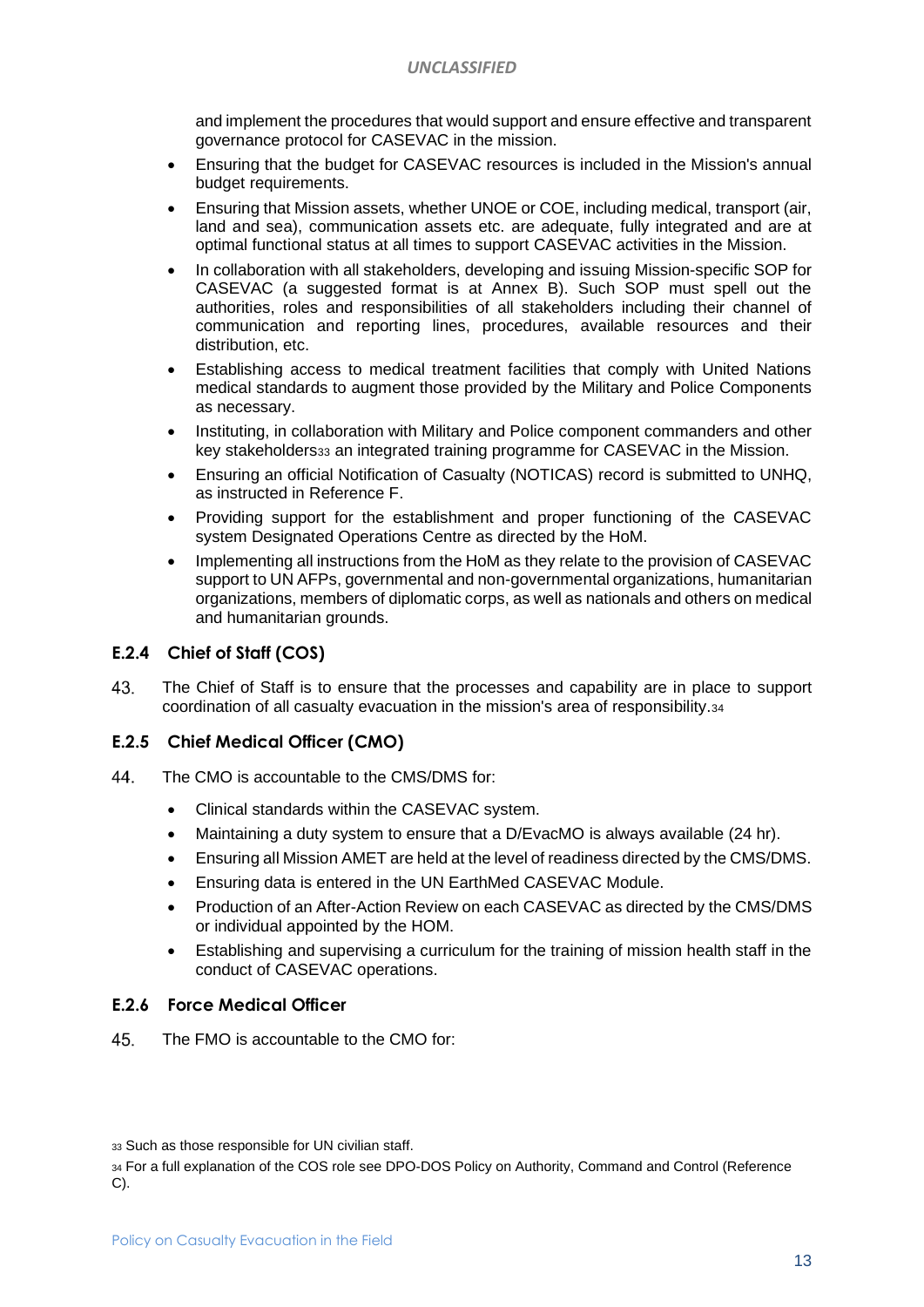and implement the procedures that would support and ensure effective and transparent governance protocol for CASEVAC in the mission.

- Ensuring that the budget for CASEVAC resources is included in the Mission's annual budget requirements.
- Ensuring that Mission assets, whether UNOE or COE, including medical, transport (air, land and sea), communication assets etc. are adequate, fully integrated and are at optimal functional status at all times to support CASEVAC activities in the Mission.
- In collaboration with all stakeholders, developing and issuing Mission-specific SOP for CASEVAC (a suggested format is at Annex B). Such SOP must spell out the authorities, roles and responsibilities of all stakeholders including their channel of communication and reporting lines, procedures, available resources and their distribution, etc.
- Establishing access to medical treatment facilities that comply with United Nations medical standards to augment those provided by the Military and Police Components as necessary.
- Instituting, in collaboration with Military and Police component commanders and other key stakeholders[33] an integrated training programme for CASEVAC in the Mission.
- Ensuring an official Notification of Casualty (NOTICAS) record is submitted to UNHQ, as instructed in Reference F.
- Providing support for the establishment and proper functioning of the CASEVAC system Designated Operations Centre as directed by the HoM.
- Implementing all instructions from the HoM as they relate to the provision of CASEVAC support to UN AFPs, governmental and non-governmental organizations, humanitarian organizations, members of diplomatic corps, as well as nationals and others on medical and humanitarian grounds.

### E.2.4 Chief of Staff (COS)

43. The Chief of Staff is to ensure that the processes and capability are in place to support coordination of all casualty evacuation in the mission's area of responsibility.[34]

### E.2.5 Chief Medical Officer (CMO)

44. The CMO is accountable to the CMS/DMS for:

- Clinical standards within the CASEVAC system.
- Maintaining a duty system to ensure that a D/EvacMO is always available (24 hr).
- Ensuring all Mission AMET are held at the level of readiness directed by the CMS/DMS.
- Ensuring data is entered in the UN EarthMed CASEVAC Module.
- Production of an After-Action Review on each CASEVAC as directed by the CMS/DMS or individual appointed by the HOM.
- Establishing and supervising a curriculum for the training of mission health staff in the conduct of CASEVAC operations.

### E.2.6 Force Medical Officer

45. The FMO is accountable to the CMO for:

---

[33] Such as those responsible for UN civilian staff.

[34] For a full explanation of the COS role see DPO-DOS Policy on Authority, Command and Control (Reference C).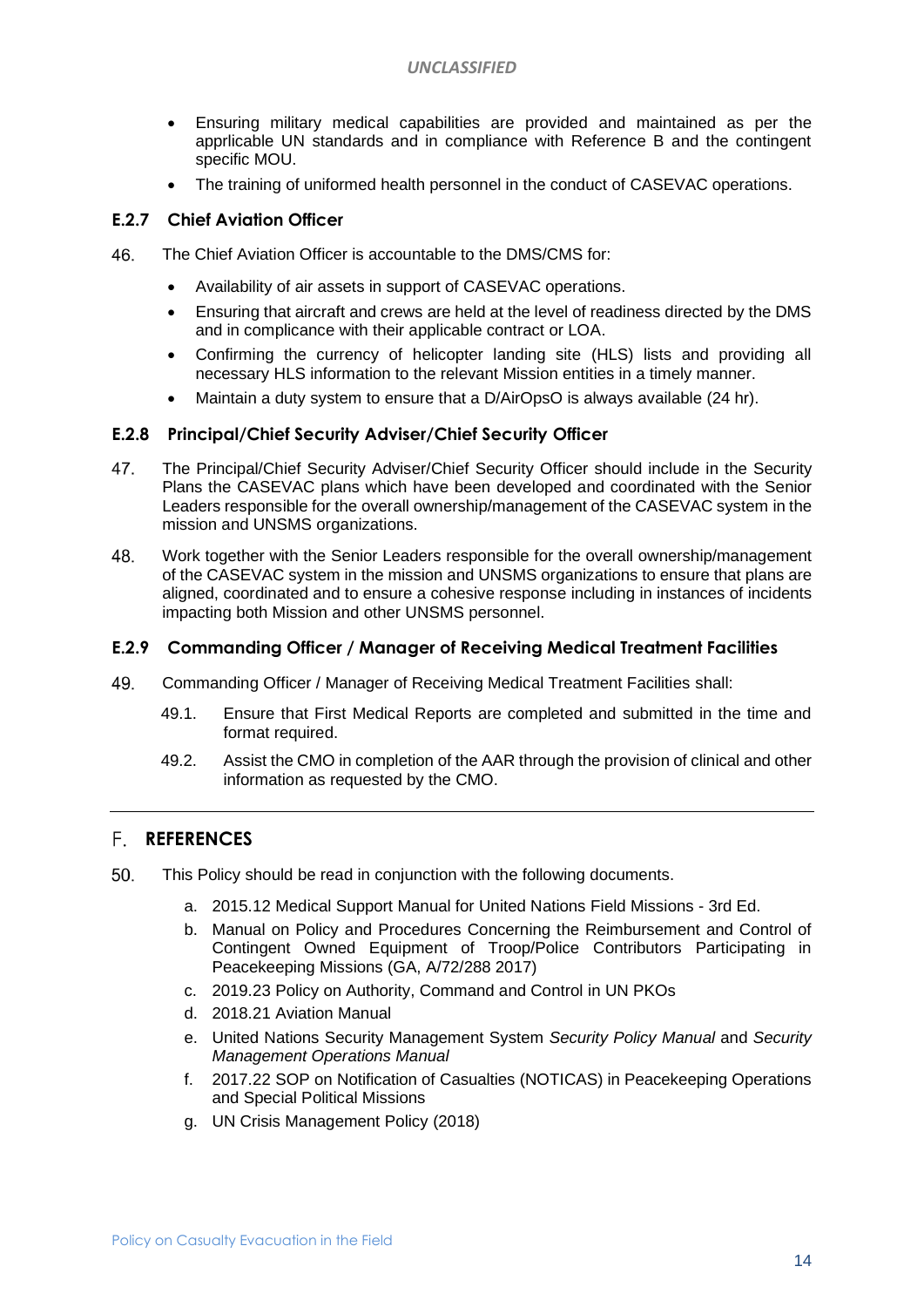- Ensuring military medical capabilities are provided and maintained as per the apprlicable UN standards and in compliance with Reference B and the contingent specific MOU.
- The training of uniformed health personnel in the conduct of CASEVAC operations.

### E.2.7 Chief Aviation Officer

46. The Chief Aviation Officer is accountable to the DMS/CMS for:

- Availability of air assets in support of CASEVAC operations.
- Ensuring that aircraft and crews are held at the level of readiness directed by the DMS and in complicance with their applicable contract or LOA.
- Confirming the currency of helicopter landing site (HLS) lists and providing all necessary HLS information to the relevant Mission entities in a timely manner.
- Maintain a duty system to ensure that a D/AirOpsO is always available (24 hr).

### E.2.8 Principal/Chief Security Adviser/Chief Security Officer

47. The Principal/Chief Security Adviser/Chief Security Officer should include in the Security Plans the CASEVAC plans which have been developed and coordinated with the Senior Leaders responsible for the overall ownership/management of the CASEVAC system in the mission and UNSMS organizations.

48. Work together with the Senior Leaders responsible for the overall ownership/management of the CASEVAC system in the mission and UNSMS organizations to ensure that plans are aligned, coordinated and to ensure a cohesive response including in instances of incidents impacting both Mission and other UNSMS personnel.

### E.2.9 Commanding Officer / Manager of Receiving Medical Treatment Facilities

49. Commanding Officer / Manager of Receiving Medical Treatment Facilities shall:

 49.1. Ensure that First Medical Reports are completed and submitted in the time and format required.

 49.2. Assist the CMO in completion of the AAR through the provision of clinical and other information as requested by the CMO.

---

## F. REFERENCES

50. This Policy should be read in conjunction with the following documents.

 a. 2015.12 Medical Support Manual for United Nations Field Missions - 3rd Ed.
 b. Manual on Policy and Procedures Concerning the Reimbursement and Control of Contingent Owned Equipment of Troop/Police Contributors Participating in Peacekeeping Missions (GA, A/72/288 2017)
 c. 2019.23 Policy on Authority, Command and Control in UN PKOs
 d. 2018.21 Aviation Manual
 e. United Nations Security Management System *Security Policy Manual* and *Security Management Operations Manual*
 f. 2017.22 SOP on Notification of Casualties (NOTICAS) in Peacekeeping Operations and Special Political Missions
 g. UN Crisis Management Policy (2018)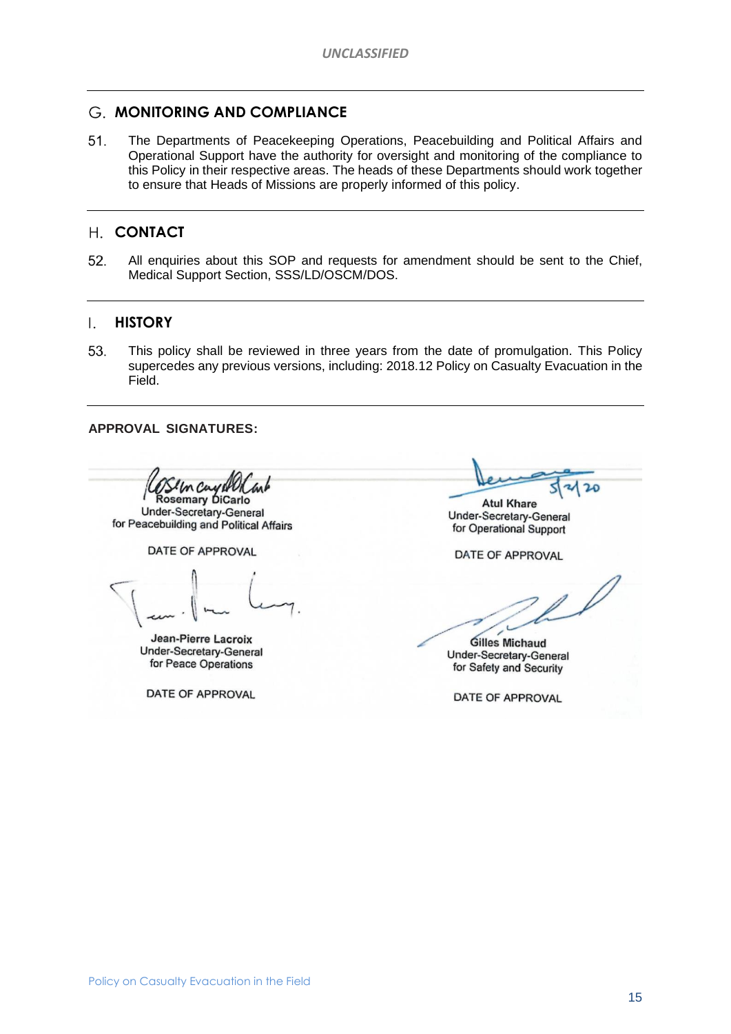## G. MONITORING AND COMPLIANCE

51. The Departments of Peacekeeping Operations, Peacebuilding and Political Affairs and Operational Support have the authority for oversight and monitoring of the compliance to this Policy in their respective areas. The heads of these Departments should work together to ensure that Heads of Missions are properly informed of this policy.

## H. CONTACT

52. All enquiries about this SOP and requests for amendment should be sent to the Chief, Medical Support Section, SSS/LD/OSCM/DOS.

## I. HISTORY

53. This policy shall be reviewed in three years from the date of promulgation. This Policy supercedes any previous versions, including: 2018.12 Policy on Casualty Evacuation in the Field.

**APPROVAL SIGNATURES:**

Rosemary DiCarlo
Under-Secretary-General
for Peacebuilding and Political Affairs

DATE OF APPROVAL

5/21/20

Atul Khare
Under-Secretary-General
for Operational Support

DATE OF APPROVAL

Jean-Pierre Lacroix
Under-Secretary-General
for Peace Operations

DATE OF APPROVAL

Gilles Michaud
Under-Secretary-General
for Safety and Security

DATE OF APPROVAL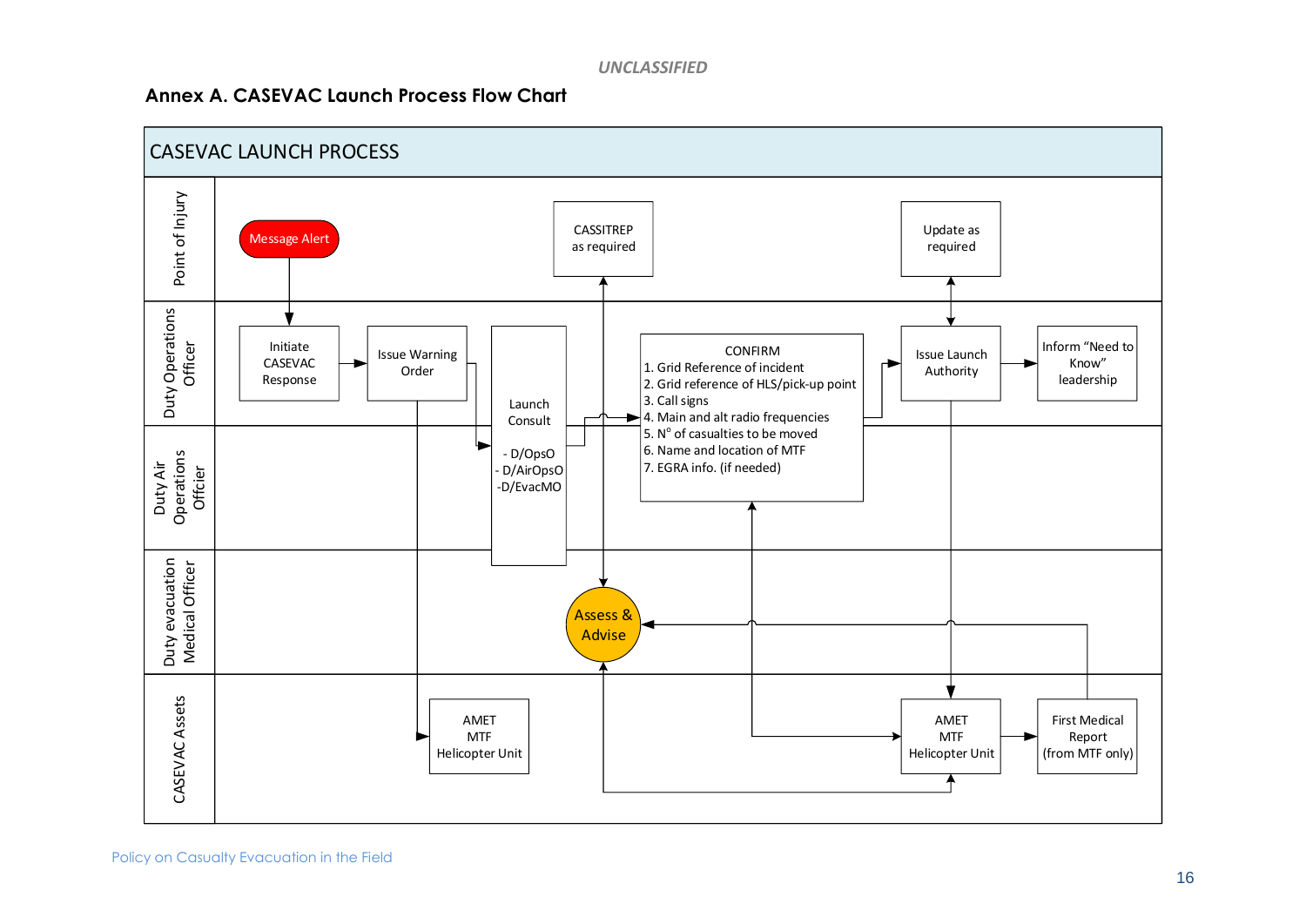UNCLASSIFIED

### Annex A. CASEVAC Launch Process Flow Chart

**CASEVAC LAUNCH PROCESS**

**Point of Injury**
- Message Alert
- CASSITREP as required
- Update as required

**Duty Operation Officer**
- Initiate CASEVAC Response
- Issue Warning Order
- CONFIRM
  1. Grid Reference of incident
  2. Grid reference of HLS/pick-up point
  3. Call signs
  4. Main and alt radio frequencies
  5. N° of casualties to be moved
  6. Name and location of MTF
  7. EGRA info. (if needed)
- Issue Launch Authority
- Inform "Need to Know" leadership

**Duty Air Operations Offcier**
- Launch Consult
  - D/OpsO
  - D/AirOpsO
  - D/EvacMO

**Duty evacuation Medical Officer**
- Assess & Advise

**CASEVAC Assets**
- AMET MTF Helicopter Unit
- AMET MTF Helicopter Unit
- First Medical Report (from MTF only)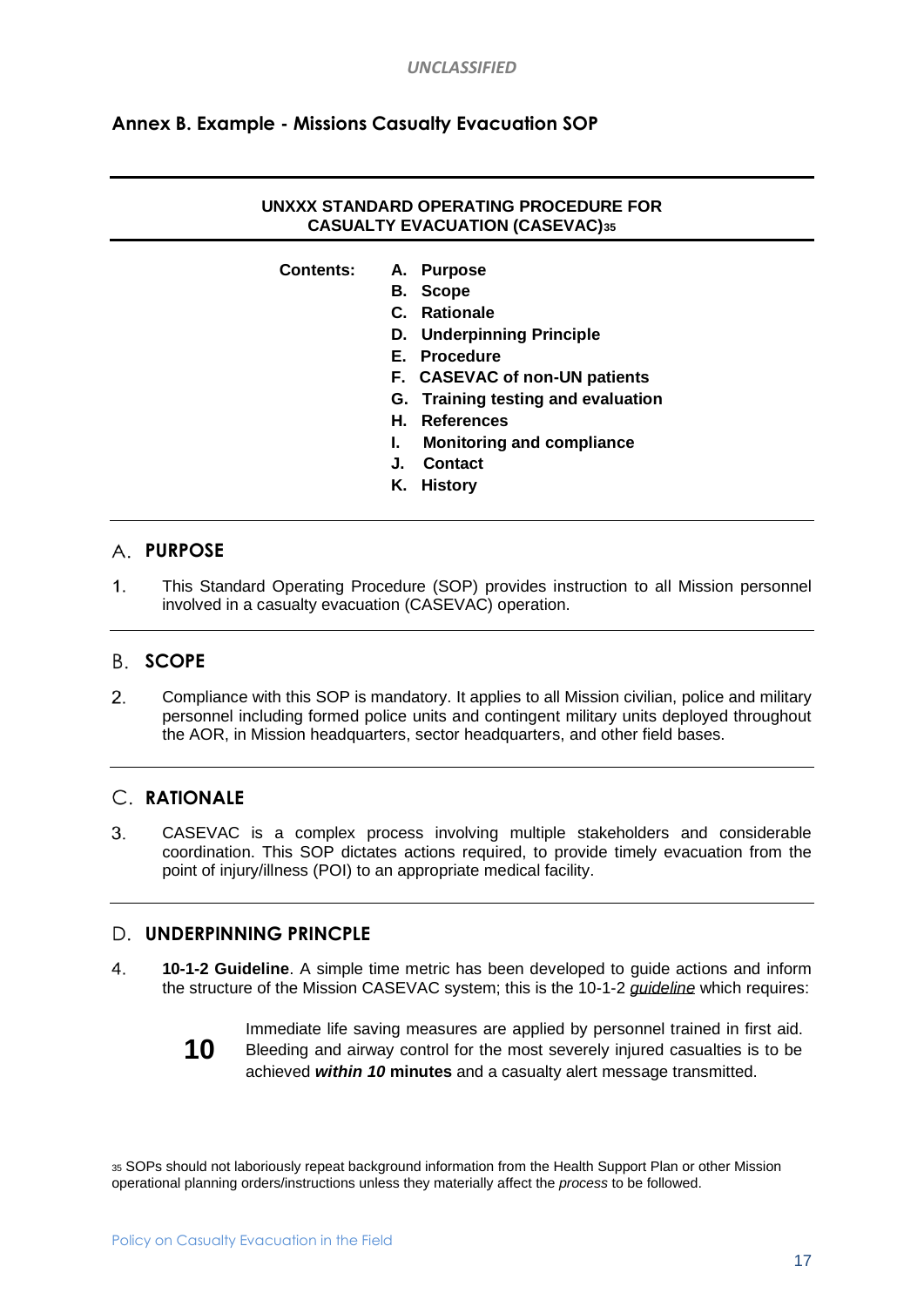## Annex B. Example - Missions Casualty Evacuation SOP

---

**UNXXX STANDARD OPERATING PROCEDURE FOR CASUALTY EVACUATION (CASEVAC)**[35]

---

**Contents:**

- **A. Purpose**
- **B. Scope**
- **C. Rationale**
- **D. Underpinning Principle**
- **E. Procedure**
- **F. CASEVAC of non-UN patients**
- **G. Training testing and evaluation**
- **H. References**
- **I. Monitoring and compliance**
- **J. Contact**
- **K. History**

---

### A. PURPOSE

1. This Standard Operating Procedure (SOP) provides instruction to all Mission personnel involved in a casualty evacuation (CASEVAC) operation.

---

### B. SCOPE

2. Compliance with this SOP is mandatory. It applies to all Mission civilian, police and military personnel including formed police units and contingent military units deployed throughout the AOR, in Mission headquarters, sector headquarters, and other field bases.

---

### C. RATIONALE

3. CASEVAC is a complex process involving multiple stakeholders and considerable coordination. This SOP dictates actions required, to provide timely evacuation from the point of injury/illness (POI) to an appropriate medical facility.

---

### D. UNDERPINNING PRINCIPLE

4. **10-1-2 Guideline**. A simple time metric has been developed to guide actions and inform the structure of the Mission CASEVAC system; this is the 10-1-2 *guideline* which requires:

**10** Immediate life saving measures are applied by personnel trained in first aid. Bleeding and airway control for the most severely injured casualties is to be achieved ***within 10* minutes** and a casualty alert message transmitted.

---

[35] SOPs should not laboriously repeat background information from the Health Support Plan or other Mission operational planning orders/instructions unless they materially affect the *process* to be followed.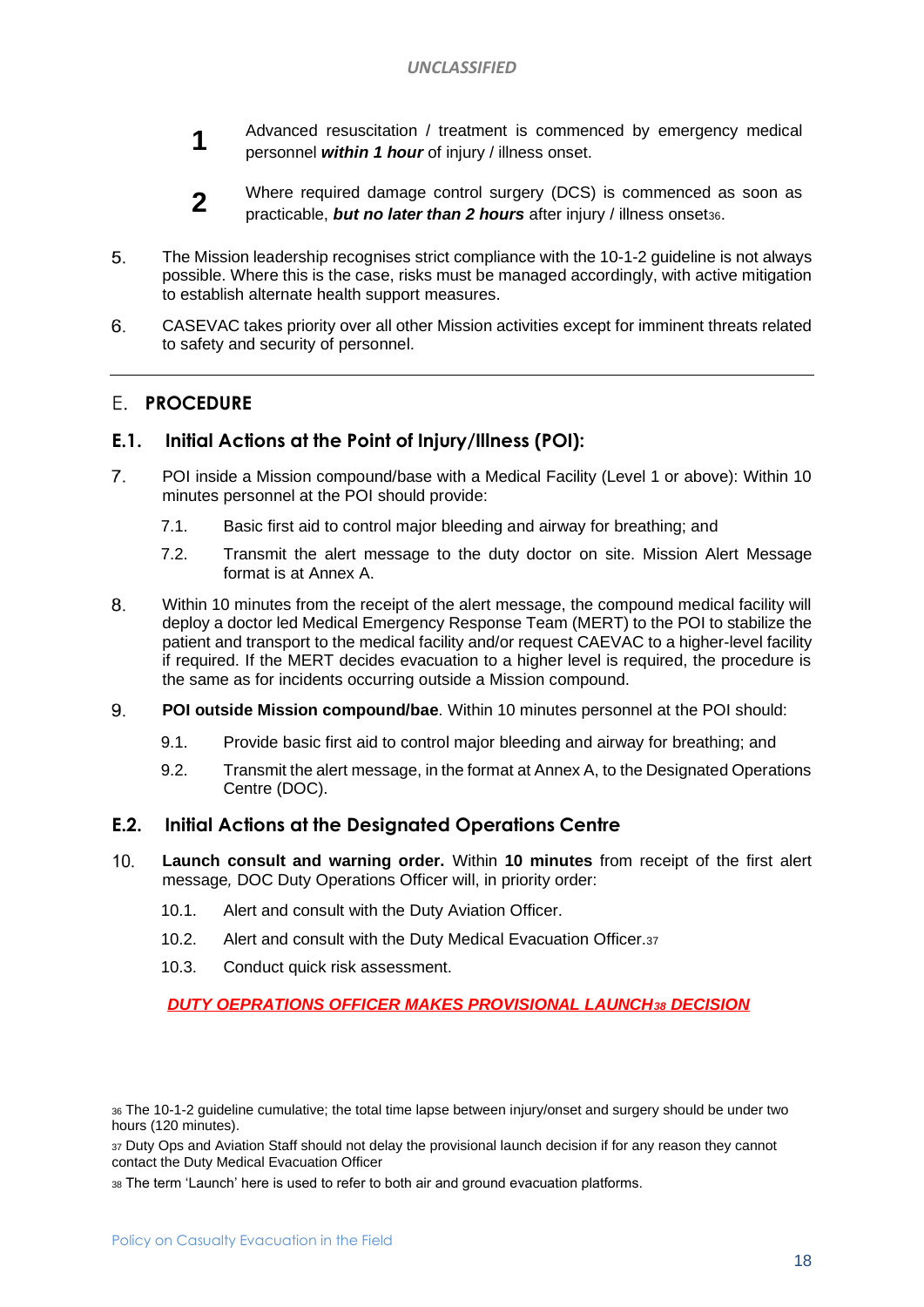**1** Advanced resuscitation / treatment is commenced by emergency medical personnel ***within 1 hour*** of injury / illness onset.

**2** Where required damage control surgery (DCS) is commenced as soon as practicable, ***but no later than 2 hours*** after injury / illness onset[36].

5. The Mission leadership recognises strict compliance with the 10-1-2 guideline is not always possible. Where this is the case, risks must be managed accordingly, with active mitigation to establish alternate health support measures.

6. CASEVAC takes priority over all other Mission activities except for imminent threats related to safety and security of personnel.

---

## E. PROCEDURE

### E.1. Initial Actions at the Point of Injury/Illness (POI):

7. POI inside a Mission compound/base with a Medical Facility (Level 1 or above): Within 10 minutes personnel at the POI should provide:

   7.1. Basic first aid to control major bleeding and airway for breathing; and

   7.2. Transmit the alert message to the duty doctor on site. Mission Alert Message format is at Annex A.

8. Within 10 minutes from the receipt of the alert message, the compound medical facility will deploy a doctor led Medical Emergency Response Team (MERT) to the POI to stabilize the patient and transport to the medical facility and/or request CAEVAC to a higher-level facility if required. If the MERT decides evacuation to a higher level is required, the procedure is the same as for incidents occurring outside a Mission compound.

9. **POI outside Mission compound/bae**. Within 10 minutes personnel at the POI should:

   9.1. Provide basic first aid to control major bleeding and airway for breathing; and

   9.2. Transmit the alert message, in the format at Annex A, to the Designated Operations Centre (DOC).

### E.2. Initial Actions at the Designated Operations Centre

10. **Launch consult and warning order.** Within **10 minutes** from receipt of the first alert message*,* DOC Duty Operations Officer will, in priority order:

   10.1. Alert and consult with the Duty Aviation Officer.

   10.2. Alert and consult with the Duty Medical Evacuation Officer.[37]

   10.3. Conduct quick risk assessment.

***DUTY OEPRATIONS OFFICER MAKES PROVISIONAL LAUNCH[38] DECISION***

---

[36] The 10-1-2 guideline cumulative; the total time lapse between injury/onset and surgery should be under two hours (120 minutes).

[37] Duty Ops and Aviation Staff should not delay the provisional launch decision if for any reason they cannot contact the Duty Medical Evacuation Officer

[38] The term 'Launch' here is used to refer to both air and ground evacuation platforms.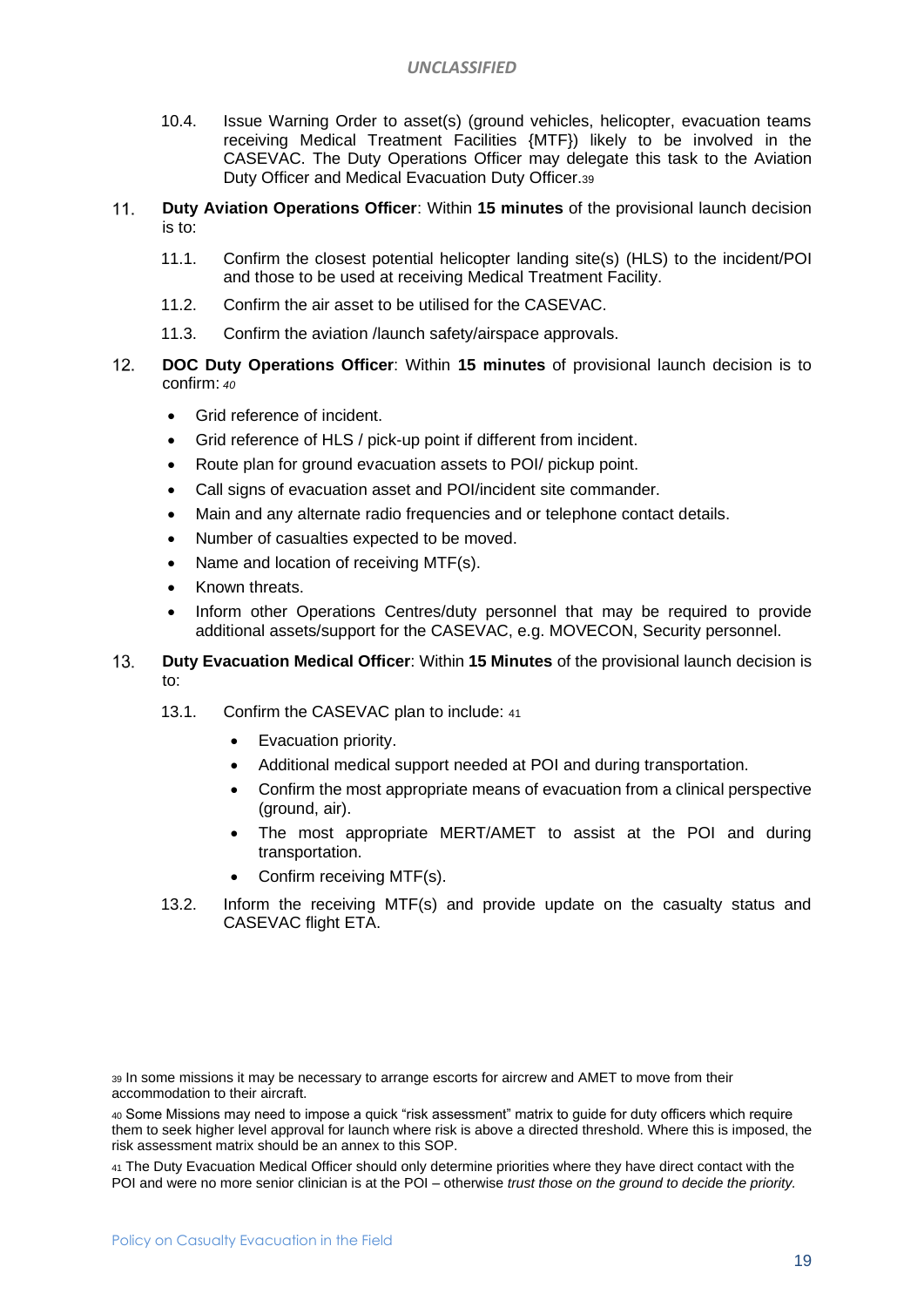10.4. Issue Warning Order to asset(s) (ground vehicles, helicopter, evacuation teams receiving Medical Treatment Facilities {MTF}) likely to be involved in the CASEVAC. The Duty Operations Officer may delegate this task to the Aviation Duty Officer and Medical Evacuation Duty Officer.[39]

11. **Duty Aviation Operations Officer**: Within **15 minutes** of the provisional launch decision is to:

    11.1. Confirm the closest potential helicopter landing site(s) (HLS) to the incident/POI and those to be used at receiving Medical Treatment Facility.

    11.2. Confirm the air asset to be utilised for the CASEVAC.

    11.3. Confirm the aviation /launch safety/airspace approvals.

12. **DOC Duty Operations Officer**: Within **15 minutes** of provisional launch decision is to confirm: *[40]*

    - Grid reference of incident.
    - Grid reference of HLS / pick-up point if different from incident.
    - Route plan for ground evacuation assets to POI/ pickup point.
    - Call signs of evacuation asset and POI/incident site commander.
    - Main and any alternate radio frequencies and or telephone contact details.
    - Number of casualties expected to be moved.
    - Name and location of receiving MTF(s).
    - Known threats.
    - Inform other Operations Centres/duty personnel that may be required to provide additional assets/support for the CASEVAC, e.g. MOVECON, Security personnel.

13. **Duty Evacuation Medical Officer**: Within **15 Minutes** of the provisional launch decision is to:

    13.1. Confirm the CASEVAC plan to include: [41]

    - Evacuation priority.
    - Additional medical support needed at POI and during transportation.
    - Confirm the most appropriate means of evacuation from a clinical perspective (ground, air).
    - The most appropriate MERT/AMET to assist at the POI and during transportation.
    - Confirm receiving MTF(s).

    13.2. Inform the receiving MTF(s) and provide update on the casualty status and CASEVAC flight ETA.

[39] In some missions it may be necessary to arrange escorts for aircrew and AMET to move from their accommodation to their aircraft.

[40] Some Missions may need to impose a quick "risk assessment" matrix to guide for duty officers which require them to seek higher level approval for launch where risk is above a directed threshold. Where this is imposed, the risk assessment matrix should be an annex to this SOP.

[41] The Duty Evacuation Medical Officer should only determine priorities where they have direct contact with the POI and were no more senior clinician is at the POI – otherwise *trust those on the ground to decide the priority.*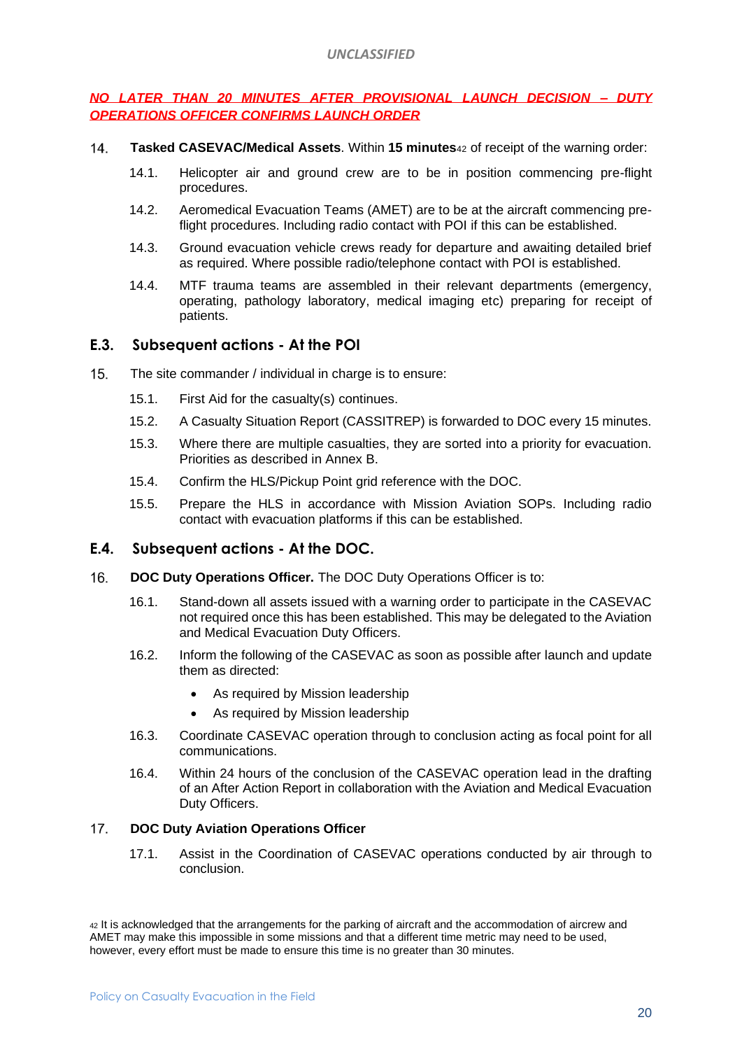***NO LATER THAN 20 MINUTES AFTER PROVISIONAL LAUNCH DECISION – DUTY OPERATIONS OFFICER CONFIRMS LAUNCH ORDER***

14. **Tasked CASEVAC/Medical Assets**. Within **15 minutes**[42] of receipt of the warning order:

    14.1. Helicopter air and ground crew are to be in position commencing pre-flight procedures.

    14.2. Aeromedical Evacuation Teams (AMET) are to be at the aircraft commencing pre-flight procedures. Including radio contact with POI if this can be established.

    14.3. Ground evacuation vehicle crews ready for departure and awaiting detailed brief as required. Where possible radio/telephone contact with POI is established.

    14.4. MTF trauma teams are assembled in their relevant departments (emergency, operating, pathology laboratory, medical imaging etc) preparing for receipt of patients.

## E.3. Subsequent actions - At the POI

15. The site commander / individual in charge is to ensure:

    15.1. First Aid for the casualty(s) continues.

    15.2. A Casualty Situation Report (CASSITREP) is forwarded to DOC every 15 minutes.

    15.3. Where there are multiple casualties, they are sorted into a priority for evacuation. Priorities as described in Annex B.

    15.4. Confirm the HLS/Pickup Point grid reference with the DOC.

    15.5. Prepare the HLS in accordance with Mission Aviation SOPs. Including radio contact with evacuation platforms if this can be established.

## E.4. Subsequent actions - At the DOC.

16. **DOC Duty Operations Officer.** The DOC Duty Operations Officer is to:

    16.1. Stand-down all assets issued with a warning order to participate in the CASEVAC not required once this has been established. This may be delegated to the Aviation and Medical Evacuation Duty Officers.

    16.2. Inform the following of the CASEVAC as soon as possible after launch and update them as directed:

    - As required by Mission leadership
    - As required by Mission leadership

    16.3. Coordinate CASEVAC operation through to conclusion acting as focal point for all communications.

    16.4. Within 24 hours of the conclusion of the CASEVAC operation lead in the drafting of an After Action Report in collaboration with the Aviation and Medical Evacuation Duty Officers.

17. **DOC Duty Aviation Operations Officer**

    17.1. Assist in the Coordination of CASEVAC operations conducted by air through to conclusion.

[42] It is acknowledged that the arrangements for the parking of aircraft and the accommodation of aircrew and AMET may make this impossible in some missions and that a different time metric may need to be used, however, every effort must be made to ensure this time is no greater than 30 minutes.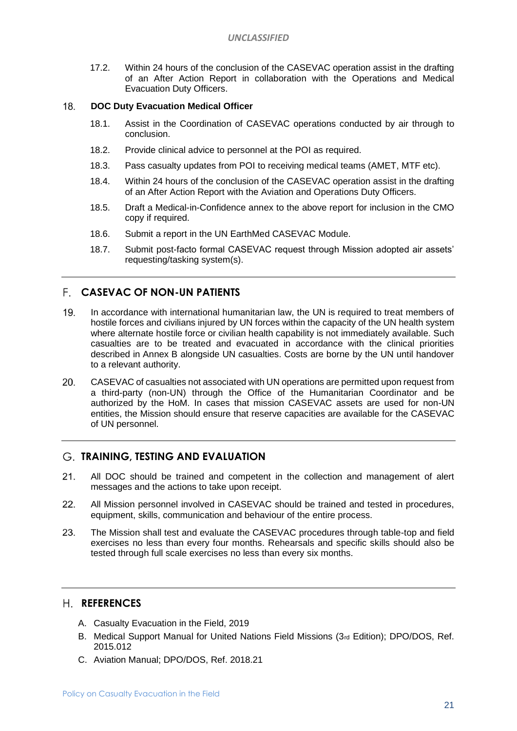17.2. Within 24 hours of the conclusion of the CASEVAC operation assist in the drafting of an After Action Report in collaboration with the Operations and Medical Evacuation Duty Officers.

18. **DOC Duty Evacuation Medical Officer**

18.1. Assist in the Coordination of CASEVAC operations conducted by air through to conclusion.

18.2. Provide clinical advice to personnel at the POI as required.

18.3. Pass casualty updates from POI to receiving medical teams (AMET, MTF etc).

18.4. Within 24 hours of the conclusion of the CASEVAC operation assist in the drafting of an After Action Report with the Aviation and Operations Duty Officers.

18.5. Draft a Medical-in-Confidence annex to the above report for inclusion in the CMO copy if required.

18.6. Submit a report in the UN EarthMed CASEVAC Module.

18.7. Submit post-facto formal CASEVAC request through Mission adopted air assets' requesting/tasking system(s).

---

## F. CASEVAC OF NON-UN PATIENTS

19. In accordance with international humanitarian law, the UN is required to treat members of hostile forces and civilians injured by UN forces within the capacity of the UN health system where alternate hostile force or civilian health capability is not immediately available. Such casualties are to be treated and evacuated in accordance with the clinical priorities described in Annex B alongside UN casualties. Costs are borne by the UN until handover to a relevant authority.

20. CASEVAC of casualties not associated with UN operations are permitted upon request from a third-party (non-UN) through the Office of the Humanitarian Coordinator and be authorized by the HoM. In cases that mission CASEVAC assets are used for non-UN entities, the Mission should ensure that reserve capacities are available for the CASEVAC of UN personnel.

---

## G. TRAINING, TESTING AND EVALUATION

21. All DOC should be trained and competent in the collection and management of alert messages and the actions to take upon receipt.

22. All Mission personnel involved in CASEVAC should be trained and tested in procedures, equipment, skills, communication and behaviour of the entire process.

23. The Mission shall test and evaluate the CASEVAC procedures through table-top and field exercises no less than every four months. Rehearsals and specific skills should also be tested through full scale exercises no less than every six months.

---

## H. REFERENCES

A. Casualty Evacuation in the Field, 2019

B. Medical Support Manual for United Nations Field Missions (3rd Edition); DPO/DOS, Ref. 2015.012

C. Aviation Manual; DPO/DOS, Ref. 2018.21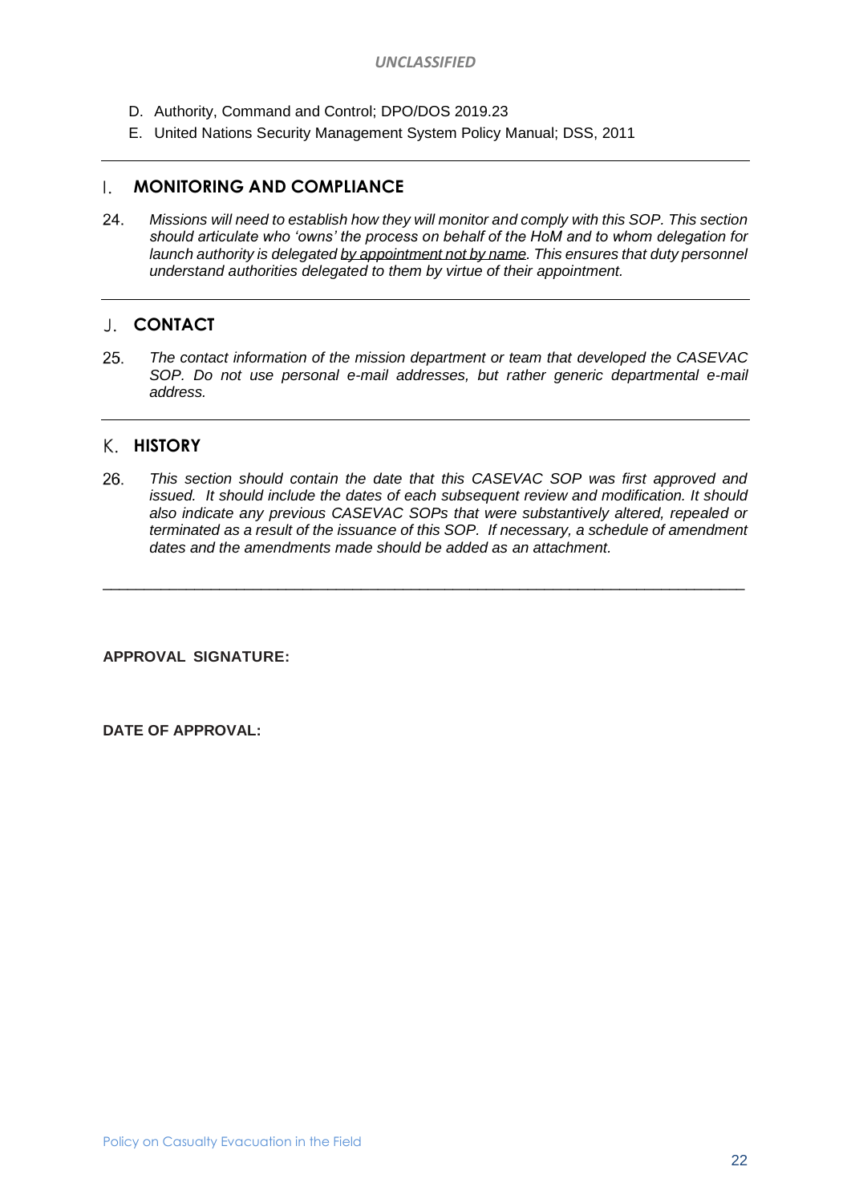D. Authority, Command and Control; DPO/DOS 2019.23
E. United Nations Security Management System Policy Manual; DSS, 2011

---

## I. MONITORING AND COMPLIANCE

24. *Missions will need to establish how they will monitor and comply with this SOP. This section should articulate who 'owns' the process on behalf of the HoM and to whom delegation for launch authority is delegated by appointment not by name. This ensures that duty personnel understand authorities delegated to them by virtue of their appointment.*

---

## J. CONTACT

25. *The contact information of the mission department or team that developed the CASEVAC SOP. Do not use personal e-mail addresses, but rather generic departmental e-mail address.*

---

## K. HISTORY

26. *This section should contain the date that this CASEVAC SOP was first approved and issued. It should include the dates of each subsequent review and modification. It should also indicate any previous CASEVAC SOPs that were substantively altered, repealed or terminated as a result of the issuance of this SOP. If necessary, a schedule of amendment dates and the amendments made should be added as an attachment.*

---

**APPROVAL SIGNATURE:**

**DATE OF APPROVAL:**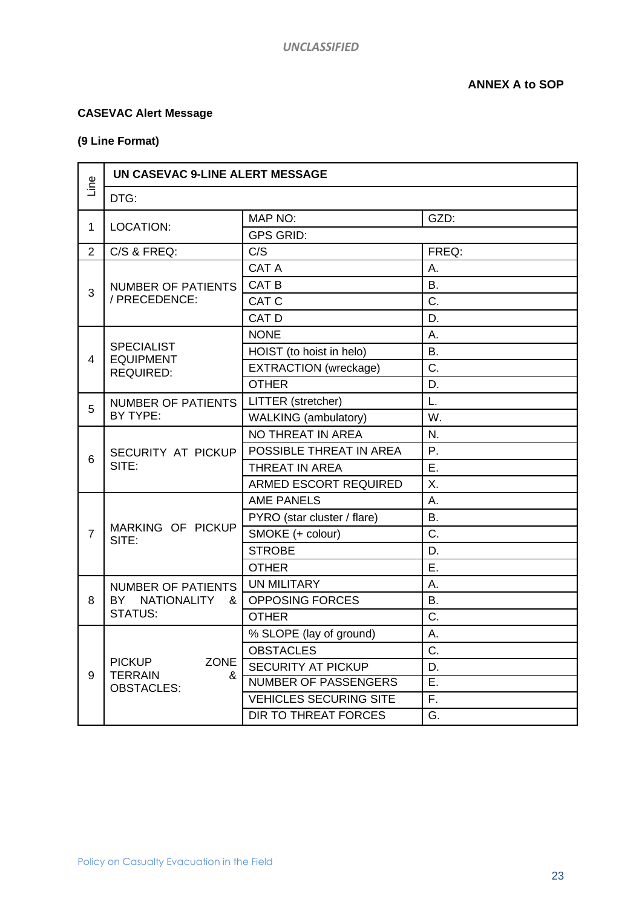**ANNEX A to SOP**

**CASEVAC Alert Message**

**(9 Line Format)**

| Line | UN CASEVAC 9-LINE ALERT MESSAGE | | |
|---|---|---|---|
| | DTG: | | |
| 1 | LOCATION: | MAP NO: | GZD: |
| | | GPS GRID: | |
| 2 | C/S & FREQ: | C/S | FREQ: |
| 3 | NUMBER OF PATIENTS / PRECEDENCE: | CAT A | A. |
| | | CAT B | B. |
| | | CAT C | C. |
| | | CAT D | D. |
| 4 | SPECIALIST EQUIPMENT REQUIRED: | NONE | A. |
| | | HOIST (to hoist in helo) | B. |
| | | EXTRACTION (wreckage) | C. |
| | | OTHER | D. |
| 5 | NUMBER OF PATIENTS BY TYPE: | LITTER (stretcher) | L. |
| | | WALKING (ambulatory) | W. |
| 6 | SECURITY AT PICKUP SITE: | NO THREAT IN AREA | N. |
| | | POSSIBLE THREAT IN AREA | P. |
| | | THREAT IN AREA | E. |
| | | ARMED ESCORT REQUIRED | X. |
| 7 | MARKING OF PICKUP SITE: | AME PANELS | A. |
| | | PYRO (star cluster / flare) | B. |
| | | SMOKE (+ colour) | C. |
| | | STROBE | D. |
| | | OTHER | E. |
| 8 | NUMBER OF PATIENTS BY NATIONALITY & STATUS: | UN MILITARY | A. |
| | | OPPOSING FORCES | B. |
| | | OTHER | C. |
| 9 | PICKUP ZONE TERRAIN & OBSTACLES: | % SLOPE (lay of ground) | A. |
| | | OBSTACLES | C. |
| | | SECURITY AT PICKUP | D. |
| | | NUMBER OF PASSENGERS | E. |
| | | VEHICLES SECURING SITE | F. |
| | | DIR TO THREAT FORCES | G. |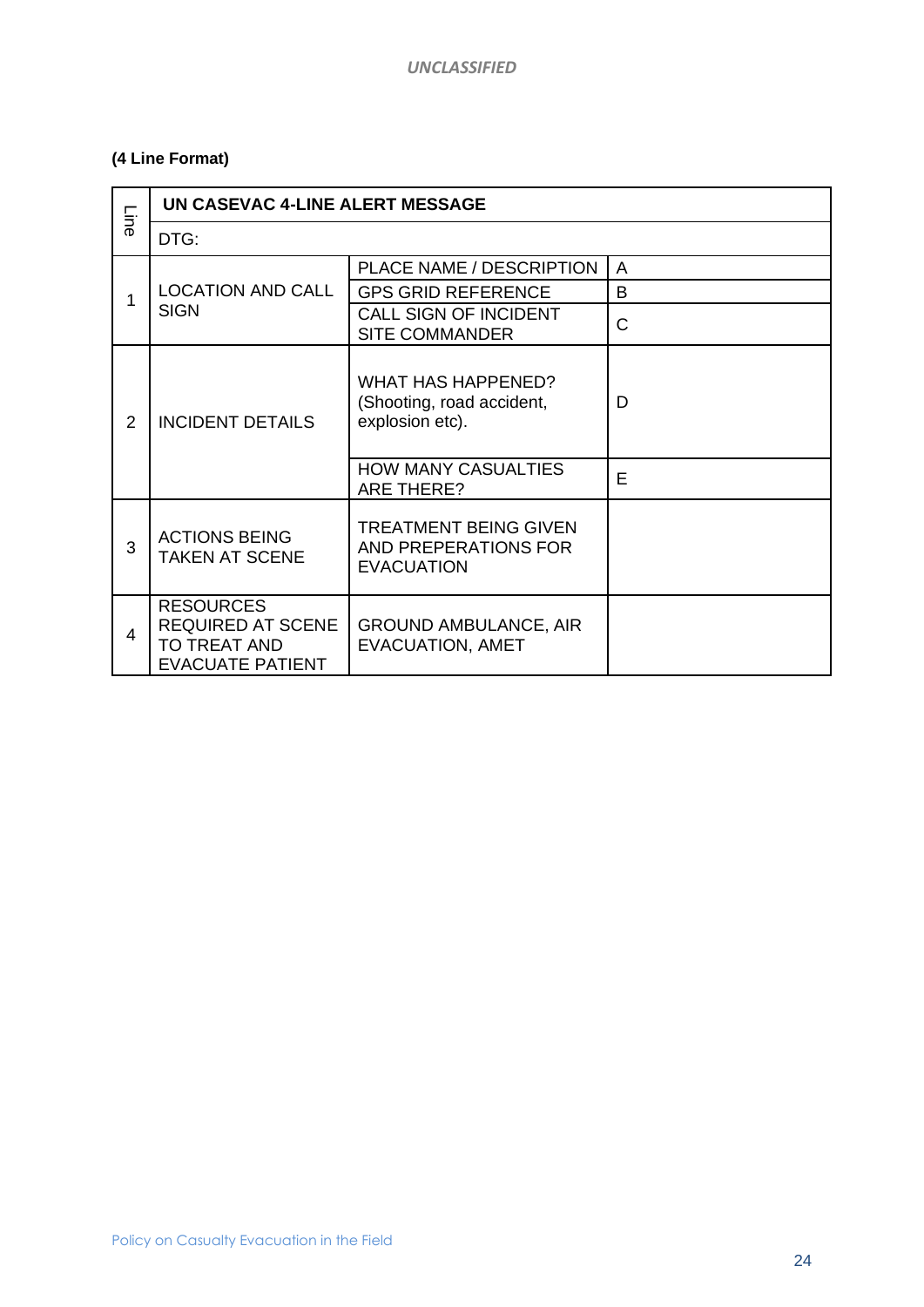**(4 Line Format)**

| Line | UN CASEVAC 4-LINE ALERT MESSAGE | | |
|---|---|---|---|
| | DTG: | | |
| 1 | LOCATION AND CALL SIGN | PLACE NAME / DESCRIPTION | A |
| | | GPS GRID REFERENCE | B |
| | | CALL SIGN OF INCIDENT SITE COMMANDER | C |
| 2 | INCIDENT DETAILS | WHAT HAS HAPPENED? (Shooting, road accident, explosion etc). | D |
| | | HOW MANY CASUALTIES ARE THERE? | E |
| 3 | ACTIONS BEING TAKEN AT SCENE | TREATMENT BEING GIVEN AND PREPERATIONS FOR EVACUATION | |
| 4 | RESOURCES REQUIRED AT SCENE TO TREAT AND EVACUATE PATIENT | GROUND AMBULANCE, AIR EVACUATION, AMET | |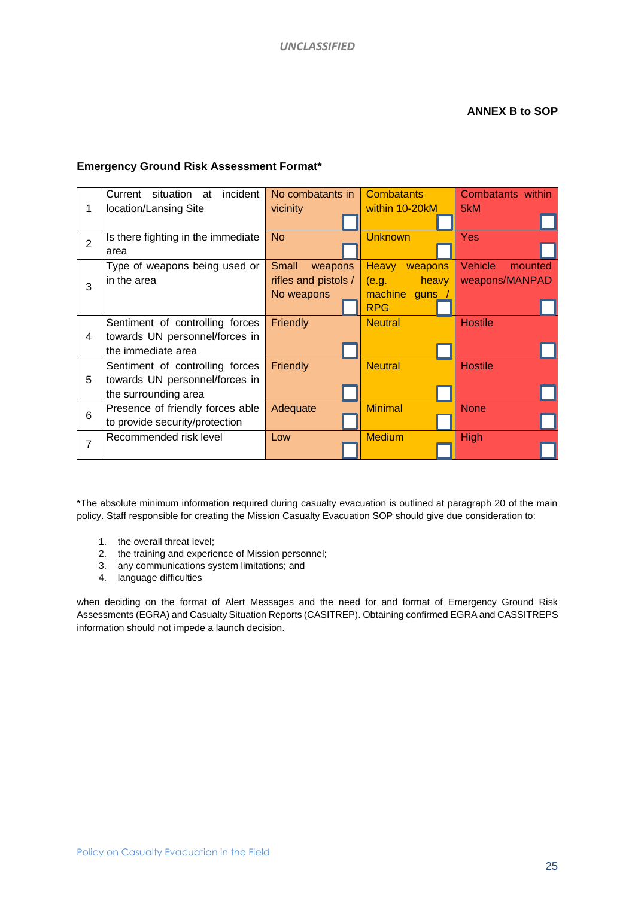**ANNEX B to SOP**

**Emergency Ground Risk Assessment Format***

| | | | | |
|---|---|---|---|---|
| 1 | Current situation at incident location/Lansing Site | No combatants in vicinity ☐ | Combatants within 10-20kM ☐ | Combatants within 5kM ☐ |
| 2 | Is there fighting in the immediate area | No ☐ | Unknown ☐ | Yes ☐ |
| 3 | Type of weapons being used or in the area | Small weapons rifles and pistols / No weapons ☐ | Heavy weapons (e.g. heavy machine guns / RPG ☐ | Vehicle mounted weapons/MANPAD ☐ |
| 4 | Sentiment of controlling forces towards UN personnel/forces in the immediate area | Friendly ☐ | Neutral ☐ | Hostile ☐ |
| 5 | Sentiment of controlling forces towards UN personnel/forces in the surrounding area | Friendly ☐ | Neutral ☐ | Hostile ☐ |
| 6 | Presence of friendly forces able to provide security/protection | Adequate ☐ | Minimal ☐ | None ☐ |
| 7 | Recommended risk level | Low ☐ | Medium ☐ | High ☐ |

*The absolute minimum information required during casualty evacuation is outlined at paragraph 20 of the main policy. Staff responsible for creating the Mission Casualty Evacuation SOP should give due consideration to:

1. the overall threat level;
2. the training and experience of Mission personnel;
3. any communications system limitations; and
4. language difficulties

when deciding on the format of Alert Messages and the need for and format of Emergency Ground Risk Assessments (EGRA) and Casualty Situation Reports (CASITREP). Obtaining confirmed EGRA and CASSITREPS information should not impede a launch decision.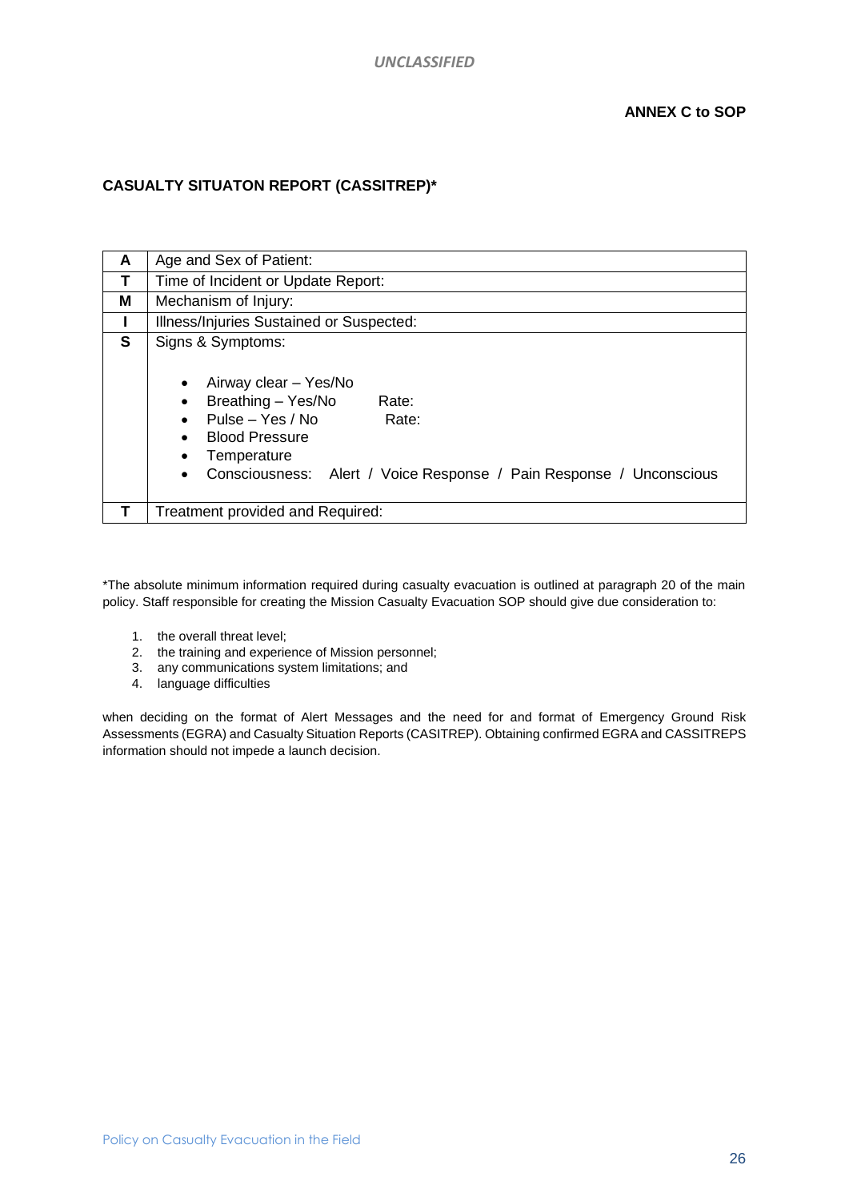**ANNEX C to SOP**

## CASUALTY SITUATON REPORT (CASSITREP)*

| | |
|---|---|
| **A** | Age and Sex of Patient: |
| **T** | Time of Incident or Update Report: |
| **M** | Mechanism of Injury: |
| **I** | Illness/Injuries Sustained or Suspected: |
| **S** | Signs & Symptoms:<br><br>• Airway clear – Yes/No<br>• Breathing – Yes/No Rate:<br>• Pulse – Yes / No Rate:<br>• Blood Pressure<br>• Temperature<br>• Consciousness: Alert / Voice Response / Pain Response / Unconscious |
| **T** | Treatment provided and Required: |

*The absolute minimum information required during casualty evacuation is outlined at paragraph 20 of the main policy. Staff responsible for creating the Mission Casualty Evacuation SOP should give due consideration to:

1. the overall threat level;
2. the training and experience of Mission personnel;
3. any communications system limitations; and
4. language difficulties

when deciding on the format of Alert Messages and the need for and format of Emergency Ground Risk Assessments (EGRA) and Casualty Situation Reports (CASITREP). Obtaining confirmed EGRA and CASSITREPS information should not impede a launch decision.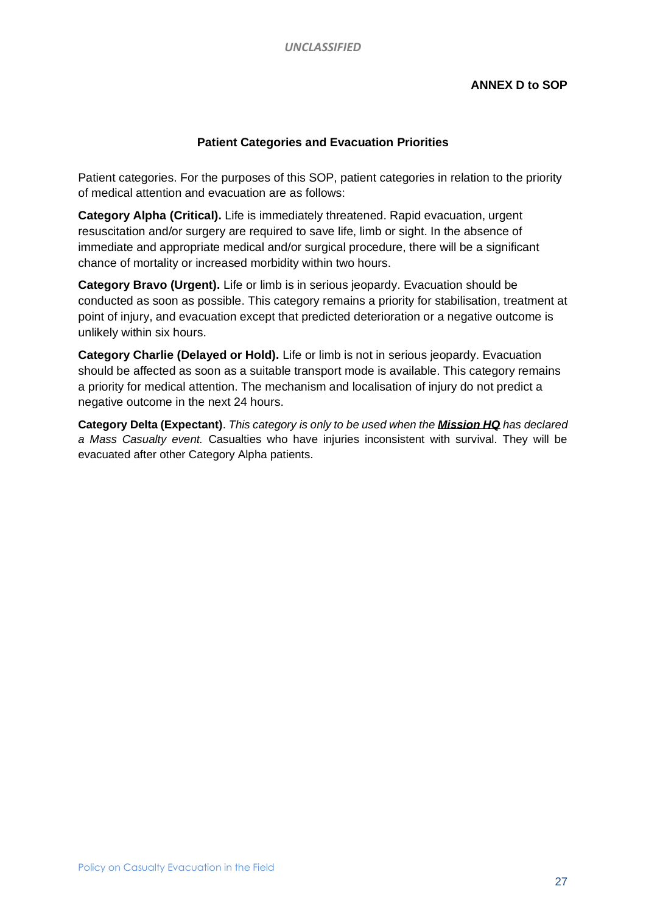**ANNEX D to SOP**

## Patient Categories and Evacuation Priorities

Patient categories. For the purposes of this SOP, patient categories in relation to the priority of medical attention and evacuation are as follows:

**Category Alpha (Critical).** Life is immediately threatened. Rapid evacuation, urgent resuscitation and/or surgery are required to save life, limb or sight. In the absence of immediate and appropriate medical and/or surgical procedure, there will be a significant chance of mortality or increased morbidity within two hours.

**Category Bravo (Urgent).** Life or limb is in serious jeopardy. Evacuation should be conducted as soon as possible. This category remains a priority for stabilisation, treatment at point of injury, and evacuation except that predicted deterioration or a negative outcome is unlikely within six hours.

**Category Charlie (Delayed or Hold).** Life or limb is not in serious jeopardy. Evacuation should be affected as soon as a suitable transport mode is available. This category remains a priority for medical attention. The mechanism and localisation of injury do not predict a negative outcome in the next 24 hours.

**Category Delta (Expectant)**. *This category is only to be used when the* ***Mission HQ*** *has declared a Mass Casualty event.* Casualties who have injuries inconsistent with survival. They will be evacuated after other Category Alpha patients.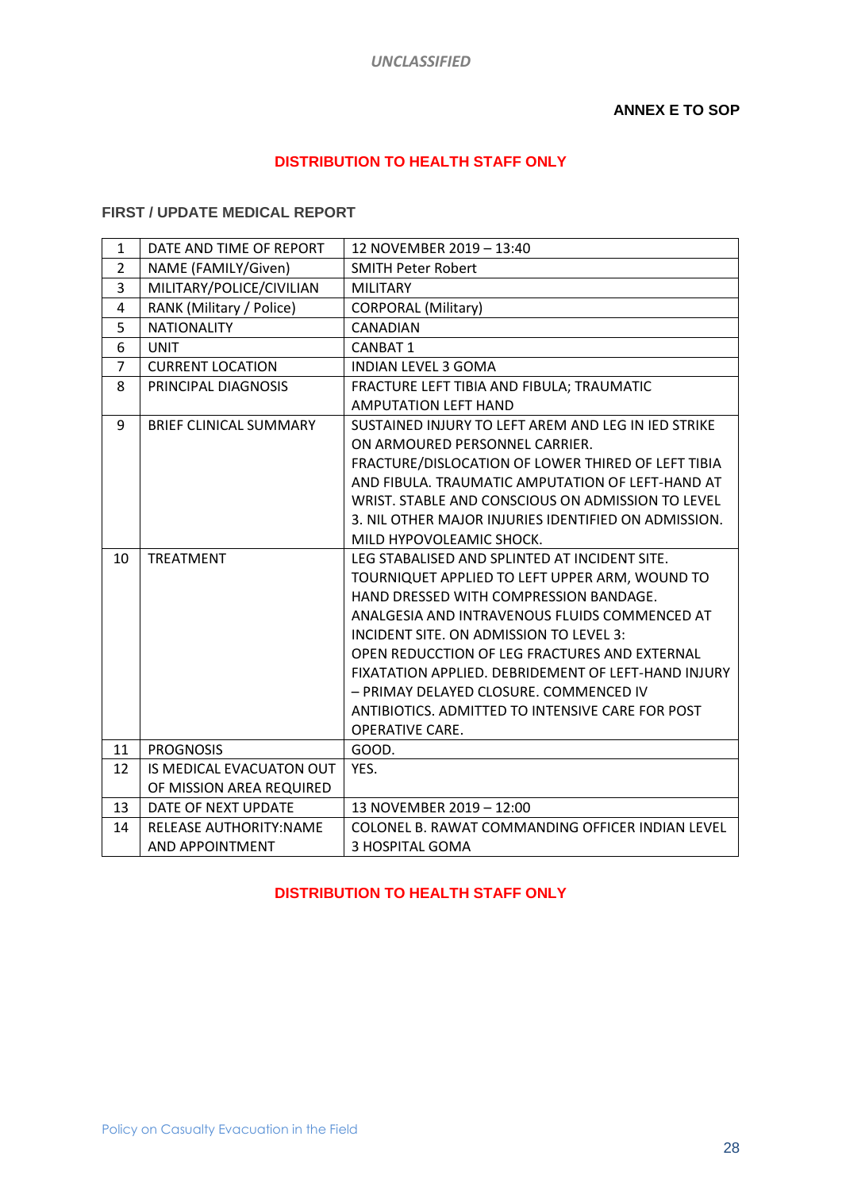*UNCLASSIFIED*

**ANNEX E TO SOP**

**DISTRIBUTION TO HEALTH STAFF ONLY**

**FIRST / UPDATE MEDICAL REPORT**

| | | |
|---|---|---|
| 1 | DATE AND TIME OF REPORT | 12 NOVEMBER 2019 – 13:40 |
| 2 | NAME (FAMILY/Given) | SMITH Peter Robert |
| 3 | MILITARY/POLICE/CIVILIAN | MILITARY |
| 4 | RANK (Military / Police) | CORPORAL (Military) |
| 5 | NATIONALITY | CANADIAN |
| 6 | UNIT | CANBAT 1 |
| 7 | CURRENT LOCATION | INDIAN LEVEL 3 GOMA |
| 8 | PRINCIPAL DIAGNOSIS | FRACTURE LEFT TIBIA AND FIBULA; TRAUMATIC AMPUTATION LEFT HAND |
| 9 | BRIEF CLINICAL SUMMARY | SUSTAINED INJURY TO LEFT AREM AND LEG IN IED STRIKE ON ARMOURED PERSONNEL CARRIER. FRACTURE/DISLOCATION OF LOWER THIRED OF LEFT TIBIA AND FIBULA. TRAUMATIC AMPUTATION OF LEFT-HAND AT WRIST. STABLE AND CONSCIOUS ON ADMISSION TO LEVEL 3. NIL OTHER MAJOR INJURIES IDENTIFIED ON ADMISSION. MILD HYPOVOLEAMIC SHOCK. |
| 10 | TREATMENT | LEG STABALISED AND SPLINTED AT INCIDENT SITE. TOURNIQUET APPLIED TO LEFT UPPER ARM, WOUND TO HAND DRESSED WITH COMPRESSION BANDAGE. ANALGESIA AND INTRAVENOUS FLUIDS COMMENCED AT INCIDENT SITE. ON ADMISSION TO LEVEL 3: OPEN REDUCCTION OF LEG FRACTURES AND EXTERNAL FIXATATION APPLIED. DEBRIDEMENT OF LEFT-HAND INJURY – PRIMAY DELAYED CLOSURE. COMMENCED IV ANTIBIOTICS. ADMITTED TO INTENSIVE CARE FOR POST OPERATIVE CARE. |
| 11 | PROGNOSIS | GOOD. |
| 12 | IS MEDICAL EVACUATON OUT OF MISSION AREA REQUIRED | YES. |
| 13 | DATE OF NEXT UPDATE | 13 NOVEMBER 2019 – 12:00 |
| 14 | RELEASE AUTHORITY:NAME AND APPOINTMENT | COLONEL B. RAWAT COMMANDING OFFICER INDIAN LEVEL 3 HOSPITAL GOMA |

**DISTRIBUTION TO HEALTH STAFF ONLY**